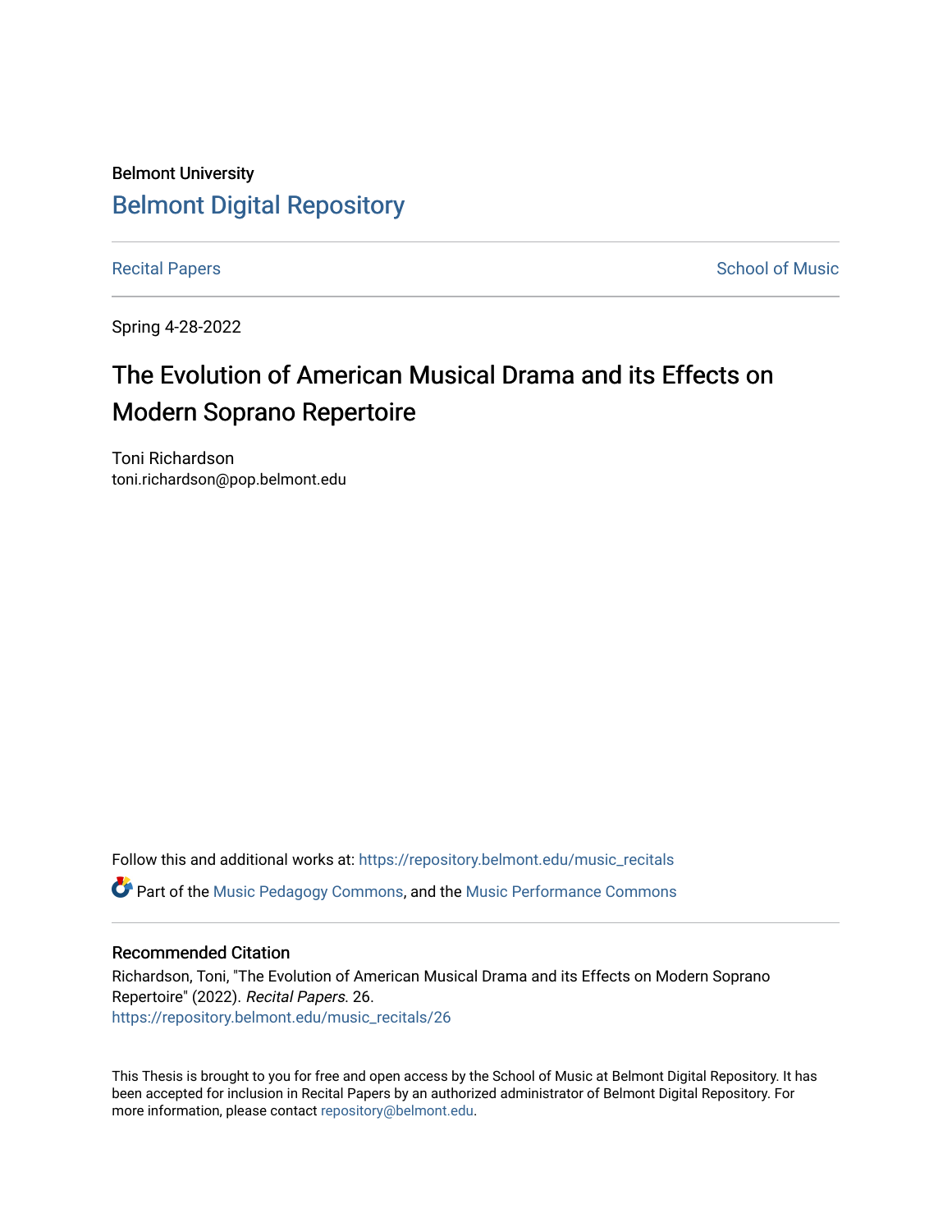Belmont University

# Belmont Digital Repository

Recital Papers School of Music

Spring 4-28-2022

## The Evolution of American Musical Drama and its Effects on Modern Soprano Repertoire

Toni Richardson
toni.richardson@pop.belmont.edu

Follow this and additional works at: https://repository.belmont.edu/music_recitals

Part of the Music Pedagogy Commons, and the Music Performance Commons

### Recommended Citation

Richardson, Toni, "The Evolution of American Musical Drama and its Effects on Modern Soprano Repertoire" (2022). *Recital Papers*. 26.
https://repository.belmont.edu/music_recitals/26

This Thesis is brought to you for free and open access by the School of Music at Belmont Digital Repository. It has been accepted for inclusion in Recital Papers by an authorized administrator of Belmont Digital Repository. For more information, please contact repository@belmont.edu.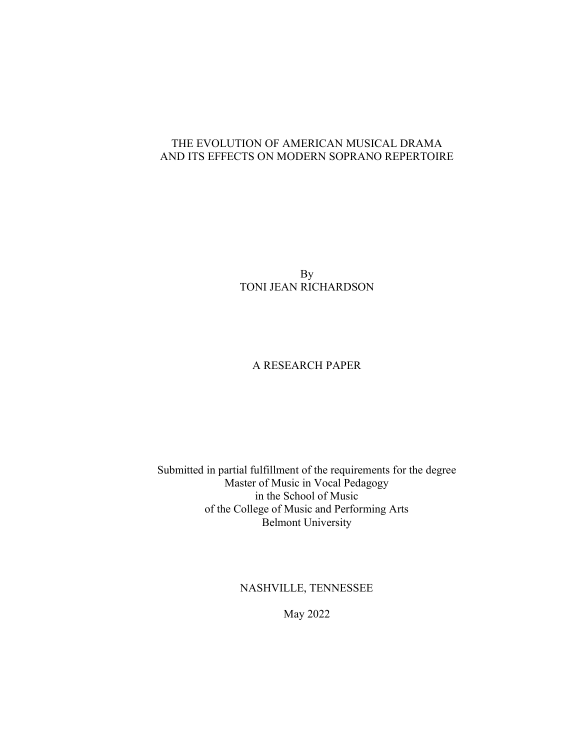# THE EVOLUTION OF AMERICAN MUSICAL DRAMA AND ITS EFFECTS ON MODERN SOPRANO REPERTOIRE

By
TONI JEAN RICHARDSON

A RESEARCH PAPER

Submitted in partial fulfillment of the requirements for the degree
Master of Music in Vocal Pedagogy
in the School of Music
of the College of Music and Performing Arts
Belmont University

NASHVILLE, TENNESSEE

May 2022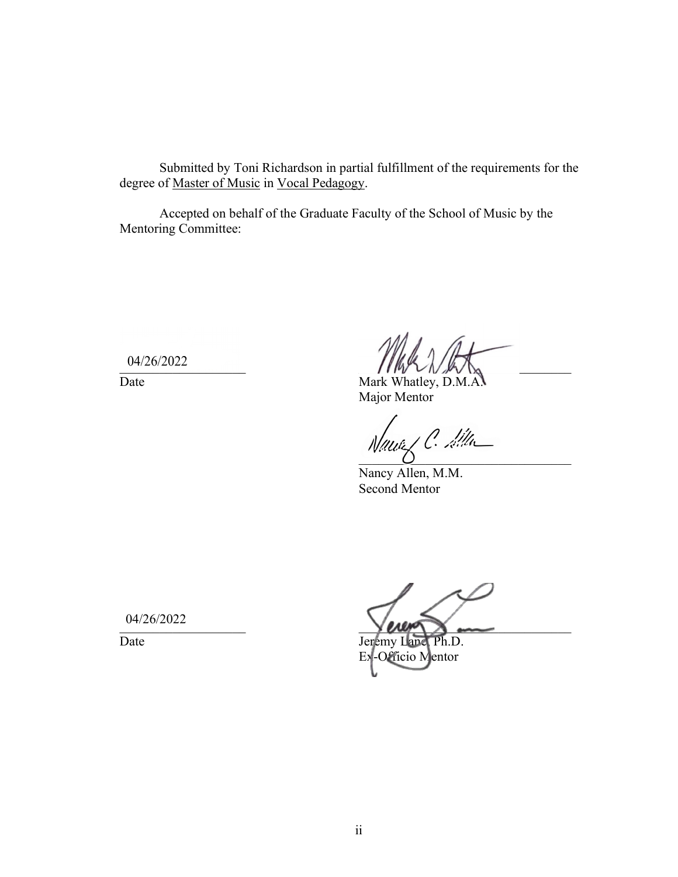Submitted by Toni Richardson in partial fulfillment of the requirements for the degree of Master of Music in Vocal Pedagogy.

Accepted on behalf of the Graduate Faculty of the School of Music by the Mentoring Committee:

04/26/2022
Date

Mark Whatley, D.M.A.
Major Mentor

Nancy Allen, M.M.
Second Mentor

04/26/2022
Date

Jeremy Lane, Ph.D.
Ex-Officio Mentor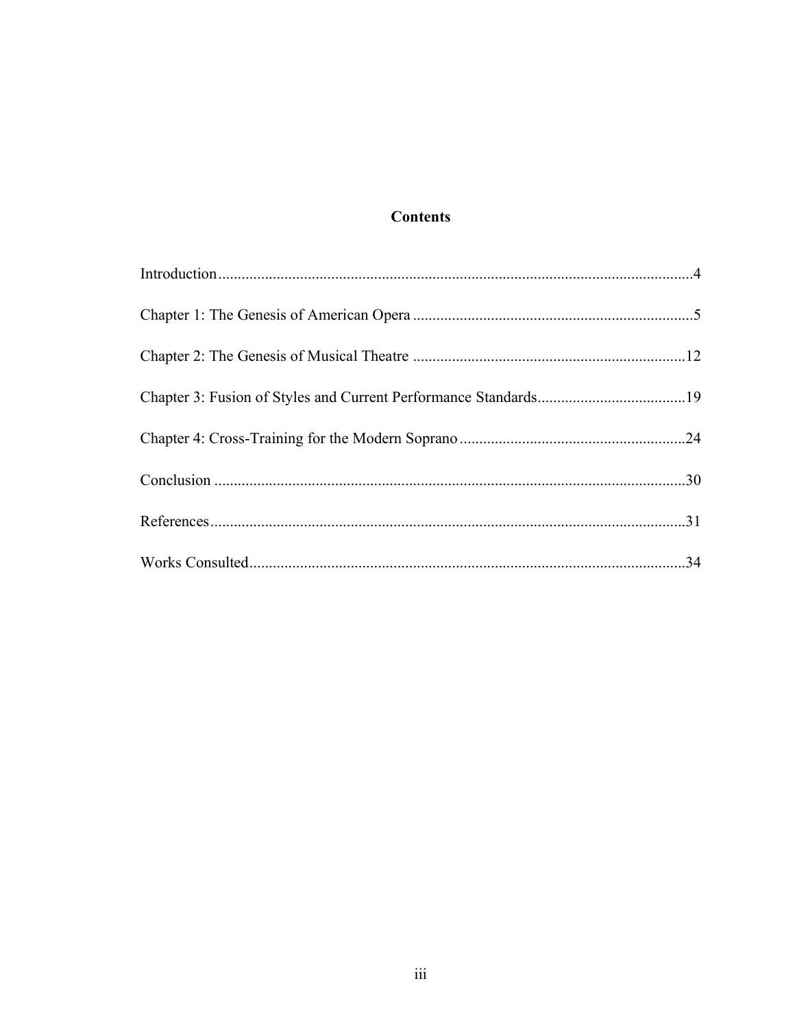## Contents

Introduction....................................................................................................................4

Chapter 1: The Genesis of American Opera.......................................................................5

Chapter 2: The Genesis of Musical Theatre.......................................................................12

Chapter 3: Fusion of Styles and Current Performance Standards......................................19

Chapter 4: Cross-Training for the Modern Soprano...........................................................24

Conclusion.......................................................................................................................30

References.......................................................................................................................31

Works Consulted..............................................................................................................34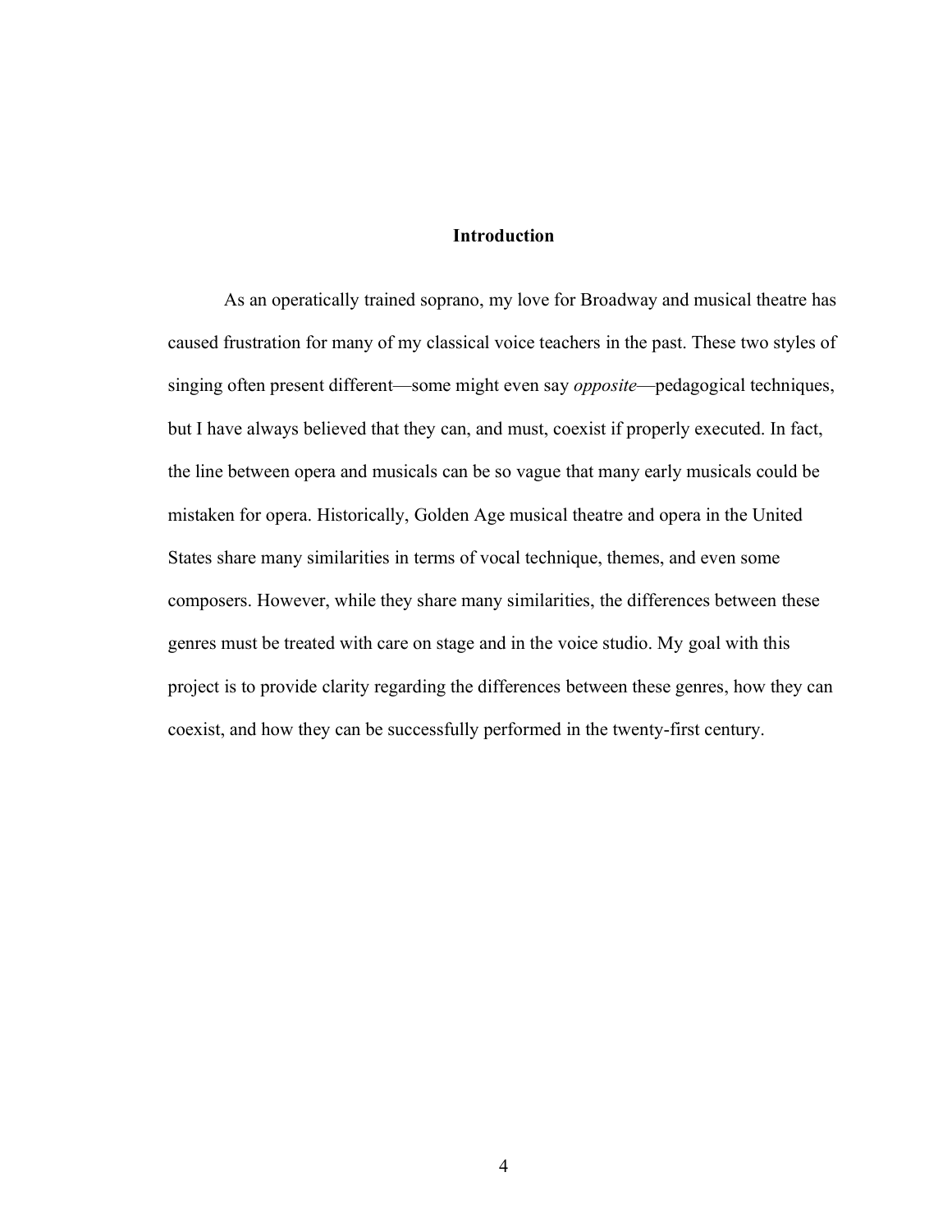# Introduction

As an operatically trained soprano, my love for Broadway and musical theatre has caused frustration for many of my classical voice teachers in the past. These two styles of singing often present different—some might even say *opposite*—pedagogical techniques, but I have always believed that they can, and must, coexist if properly executed. In fact, the line between opera and musicals can be so vague that many early musicals could be mistaken for opera. Historically, Golden Age musical theatre and opera in the United States share many similarities in terms of vocal technique, themes, and even some composers. However, while they share many similarities, the differences between these genres must be treated with care on stage and in the voice studio. My goal with this project is to provide clarity regarding the differences between these genres, how they can coexist, and how they can be successfully performed in the twenty-first century.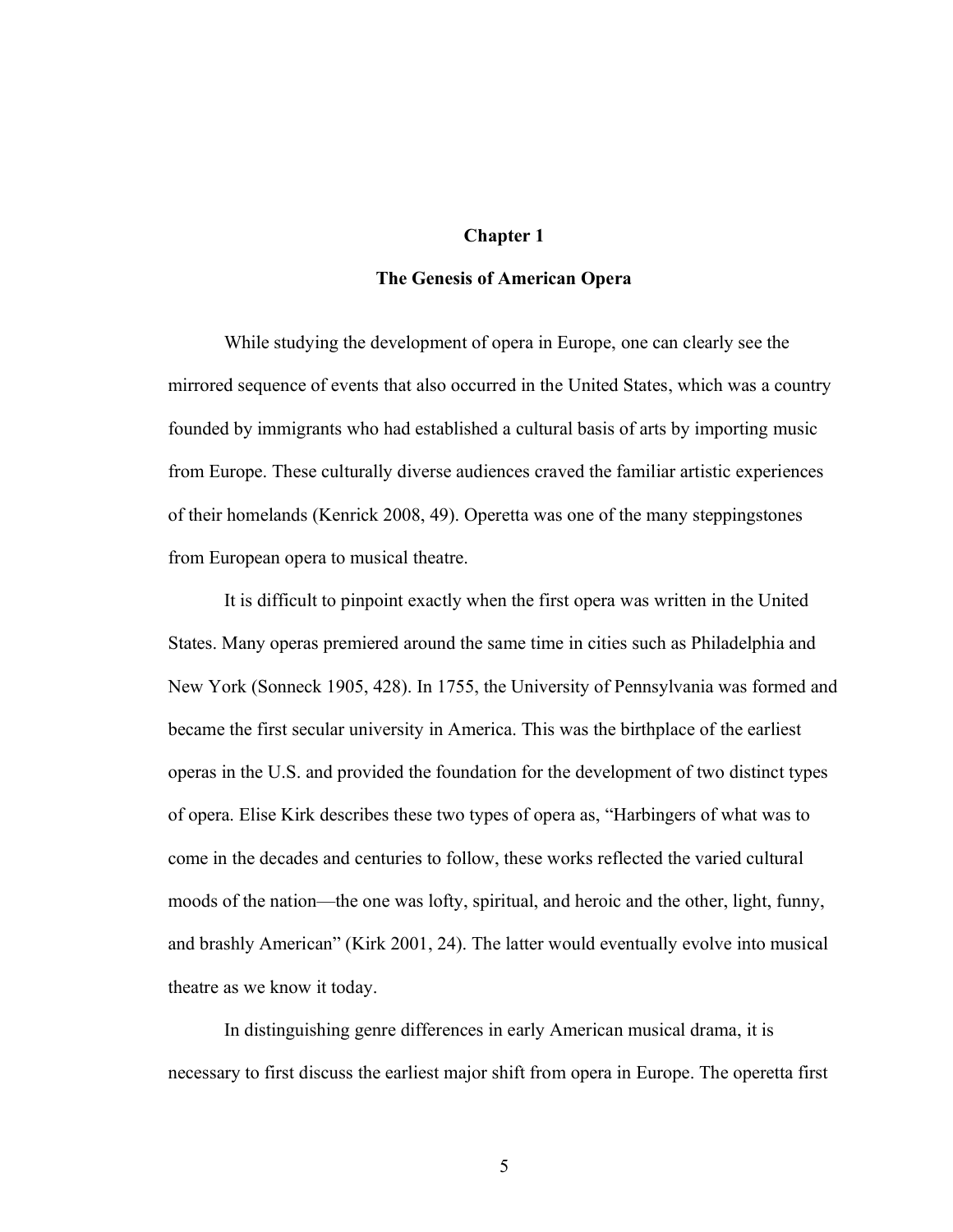# Chapter 1

## The Genesis of American Opera

While studying the development of opera in Europe, one can clearly see the mirrored sequence of events that also occurred in the United States, which was a country founded by immigrants who had established a cultural basis of arts by importing music from Europe. These culturally diverse audiences craved the familiar artistic experiences of their homelands (Kenrick 2008, 49). Operetta was one of the many steppingstones from European opera to musical theatre.

It is difficult to pinpoint exactly when the first opera was written in the United States. Many operas premiered around the same time in cities such as Philadelphia and New York (Sonneck 1905, 428). In 1755, the University of Pennsylvania was formed and became the first secular university in America. This was the birthplace of the earliest operas in the U.S. and provided the foundation for the development of two distinct types of opera. Elise Kirk describes these two types of opera as, "Harbingers of what was to come in the decades and centuries to follow, these works reflected the varied cultural moods of the nation—the one was lofty, spiritual, and heroic and the other, light, funny, and brashly American" (Kirk 2001, 24). The latter would eventually evolve into musical theatre as we know it today.

In distinguishing genre differences in early American musical drama, it is necessary to first discuss the earliest major shift from opera in Europe. The operetta first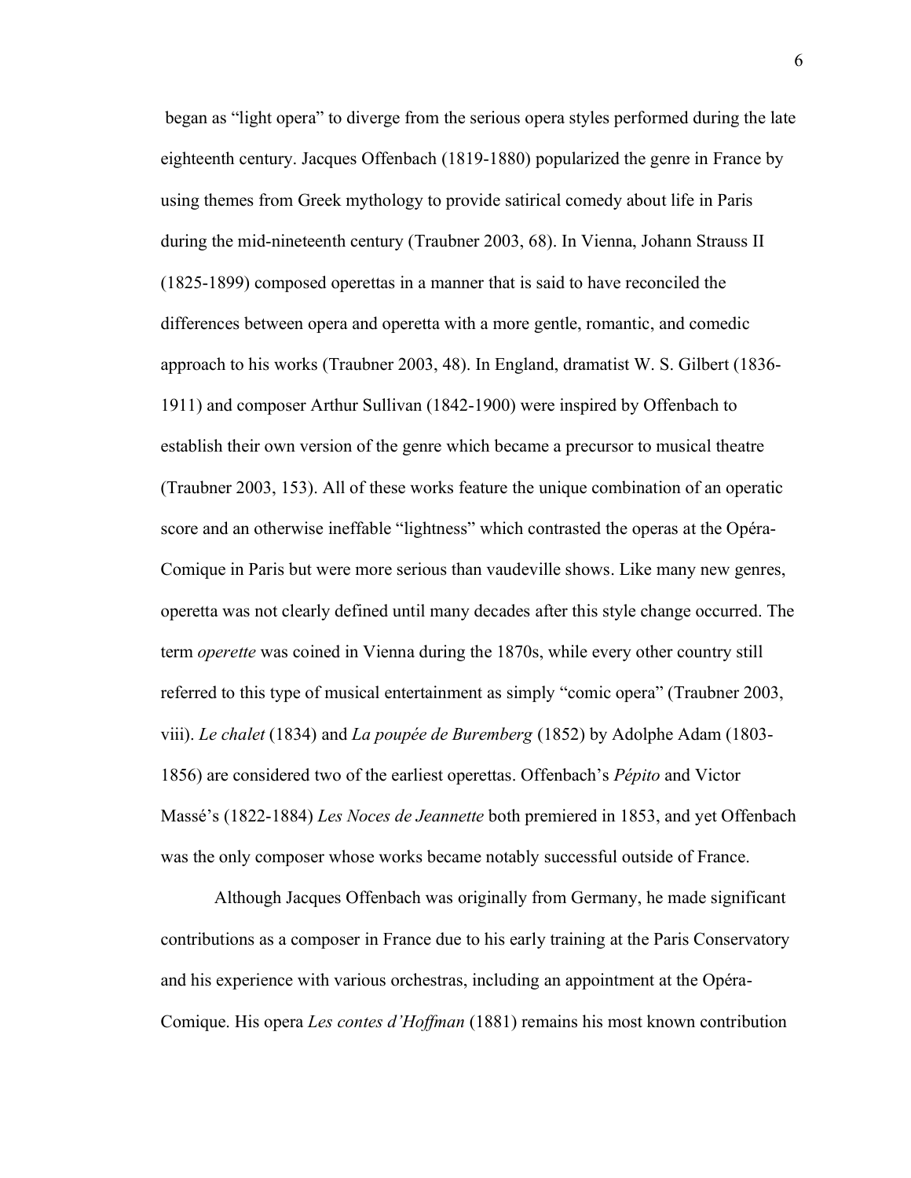began as "light opera" to diverge from the serious opera styles performed during the late eighteenth century. Jacques Offenbach (1819-1880) popularized the genre in France by using themes from Greek mythology to provide satirical comedy about life in Paris during the mid-nineteenth century (Traubner 2003, 68). In Vienna, Johann Strauss II (1825-1899) composed operettas in a manner that is said to have reconciled the differences between opera and operetta with a more gentle, romantic, and comedic approach to his works (Traubner 2003, 48). In England, dramatist W. S. Gilbert (1836-1911) and composer Arthur Sullivan (1842-1900) were inspired by Offenbach to establish their own version of the genre which became a precursor to musical theatre (Traubner 2003, 153). All of these works feature the unique combination of an operatic score and an otherwise ineffable "lightness" which contrasted the operas at the Opéra-Comique in Paris but were more serious than vaudeville shows. Like many new genres, operetta was not clearly defined until many decades after this style change occurred. The term *operette* was coined in Vienna during the 1870s, while every other country still referred to this type of musical entertainment as simply "comic opera" (Traubner 2003, viii). *Le chalet* (1834) and *La poupée de Buremberg* (1852) by Adolphe Adam (1803-1856) are considered two of the earliest operettas. Offenbach's *Pépito* and Victor Massé's (1822-1884) *Les Noces de Jeannette* both premiered in 1853, and yet Offenbach was the only composer whose works became notably successful outside of France.

Although Jacques Offenbach was originally from Germany, he made significant contributions as a composer in France due to his early training at the Paris Conservatory and his experience with various orchestras, including an appointment at the Opéra-Comique. His opera *Les contes d'Hoffman* (1881) remains his most known contribution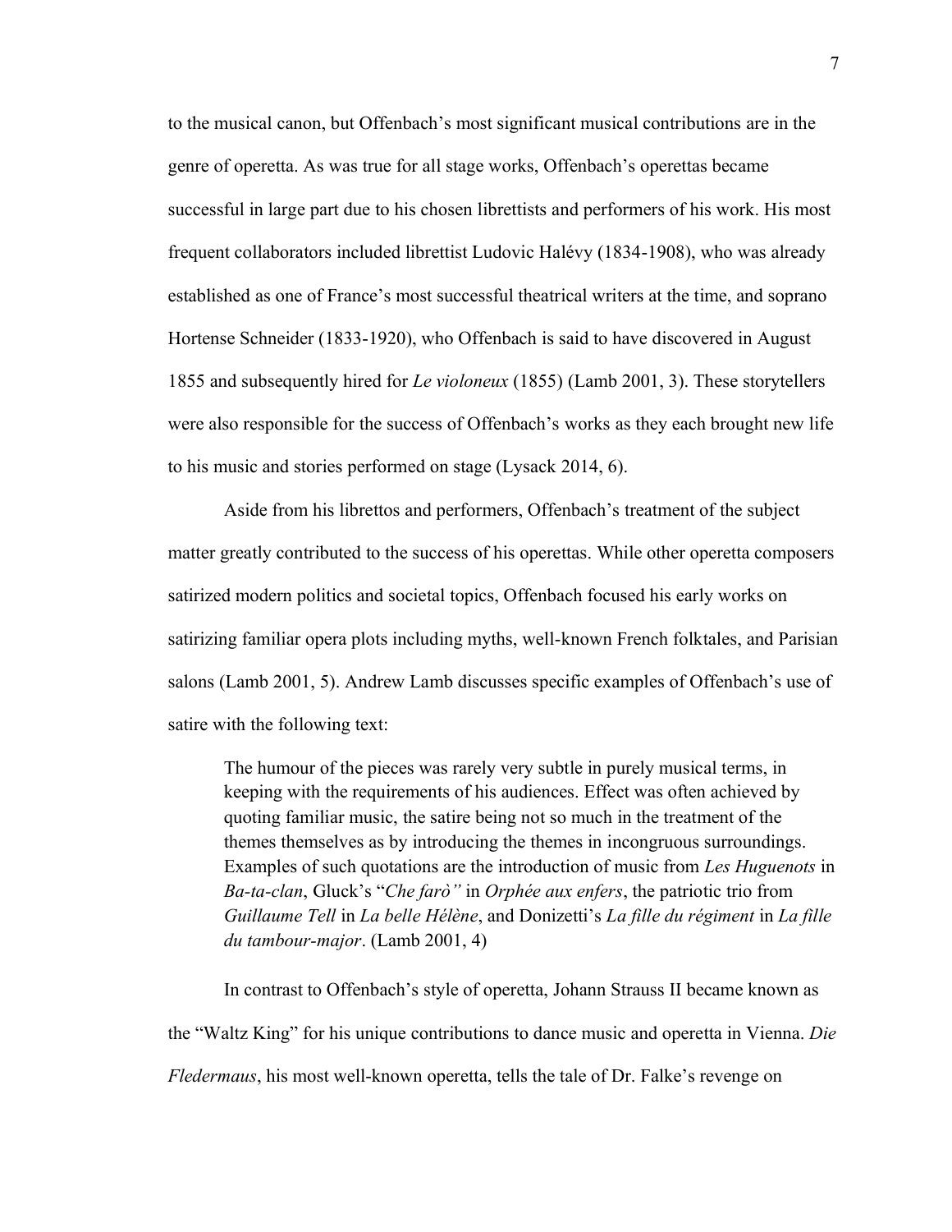to the musical canon, but Offenbach's most significant musical contributions are in the genre of operetta. As was true for all stage works, Offenbach's operettas became successful in large part due to his chosen librettists and performers of his work. His most frequent collaborators included librettist Ludovic Halévy (1834-1908), who was already established as one of France's most successful theatrical writers at the time, and soprano Hortense Schneider (1833-1920), who Offenbach is said to have discovered in August 1855 and subsequently hired for *Le violoneux* (1855) (Lamb 2001, 3). These storytellers were also responsible for the success of Offenbach's works as they each brought new life to his music and stories performed on stage (Lysack 2014, 6).

Aside from his librettos and performers, Offenbach's treatment of the subject matter greatly contributed to the success of his operettas. While other operetta composers satirized modern politics and societal topics, Offenbach focused his early works on satirizing familiar opera plots including myths, well-known French folktales, and Parisian salons (Lamb 2001, 5). Andrew Lamb discusses specific examples of Offenbach's use of satire with the following text:

> The humour of the pieces was rarely very subtle in purely musical terms, in keeping with the requirements of his audiences. Effect was often achieved by quoting familiar music, the satire being not so much in the treatment of the themes themselves as by introducing the themes in incongruous surroundings. Examples of such quotations are the introduction of music from *Les Huguenots* in *Ba-ta-clan*, Gluck's "*Che farò"* in *Orphée aux enfers*, the patriotic trio from *Guillaume Tell* in *La belle Hélène*, and Donizetti's *La fille du régiment* in *La fille du tambour-major*. (Lamb 2001, 4)

In contrast to Offenbach's style of operetta, Johann Strauss II became known as the "Waltz King" for his unique contributions to dance music and operetta in Vienna. *Die Fledermaus*, his most well-known operetta, tells the tale of Dr. Falke's revenge on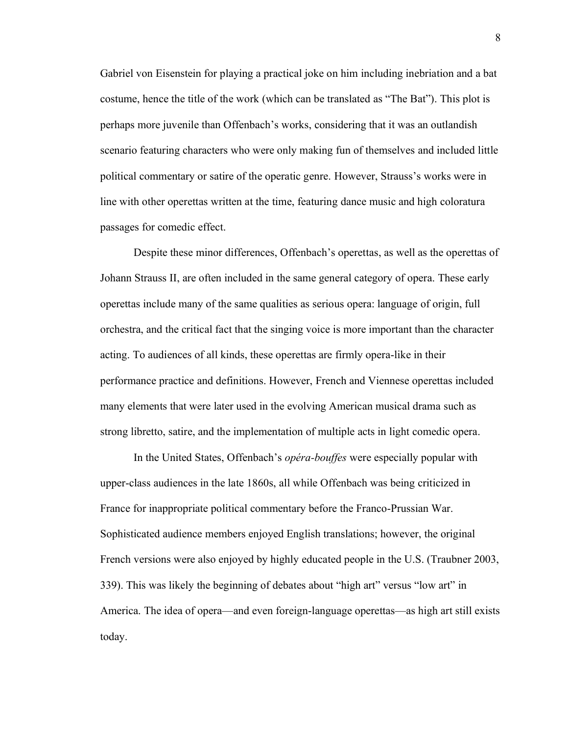Gabriel von Eisenstein for playing a practical joke on him including inebriation and a bat costume, hence the title of the work (which can be translated as “The Bat”). This plot is perhaps more juvenile than Offenbach’s works, considering that it was an outlandish scenario featuring characters who were only making fun of themselves and included little political commentary or satire of the operatic genre. However, Strauss’s works were in line with other operettas written at the time, featuring dance music and high coloratura passages for comedic effect.

Despite these minor differences, Offenbach’s operettas, as well as the operettas of Johann Strauss II, are often included in the same general category of opera. These early operettas include many of the same qualities as serious opera: language of origin, full orchestra, and the critical fact that the singing voice is more important than the character acting. To audiences of all kinds, these operettas are firmly opera-like in their performance practice and definitions. However, French and Viennese operettas included many elements that were later used in the evolving American musical drama such as strong libretto, satire, and the implementation of multiple acts in light comedic opera.

In the United States, Offenbach’s *opéra-bouffes* were especially popular with upper-class audiences in the late 1860s, all while Offenbach was being criticized in France for inappropriate political commentary before the Franco-Prussian War. Sophisticated audience members enjoyed English translations; however, the original French versions were also enjoyed by highly educated people in the U.S. (Traubner 2003, 339). This was likely the beginning of debates about “high art” versus “low art” in America. The idea of opera—and even foreign-language operettas—as high art still exists today.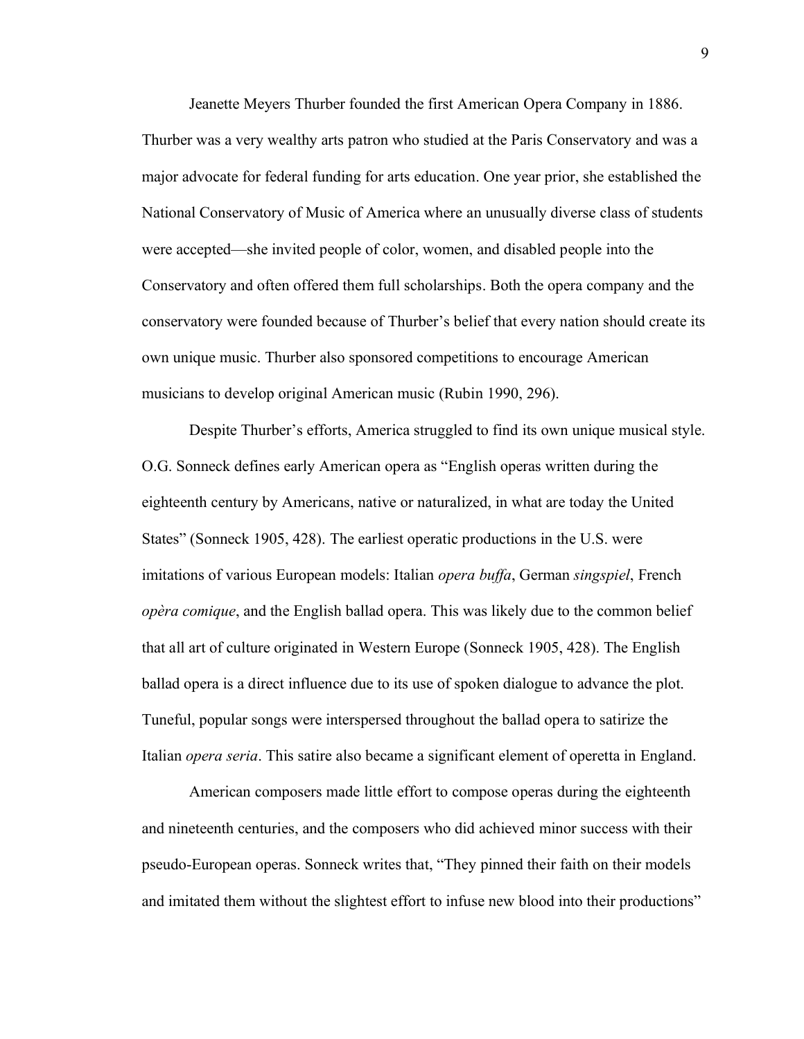Jeanette Meyers Thurber founded the first American Opera Company in 1886. Thurber was a very wealthy arts patron who studied at the Paris Conservatory and was a major advocate for federal funding for arts education. One year prior, she established the National Conservatory of Music of America where an unusually diverse class of students were accepted—she invited people of color, women, and disabled people into the Conservatory and often offered them full scholarships. Both the opera company and the conservatory were founded because of Thurber's belief that every nation should create its own unique music. Thurber also sponsored competitions to encourage American musicians to develop original American music (Rubin 1990, 296).

Despite Thurber's efforts, America struggled to find its own unique musical style. O.G. Sonneck defines early American opera as "English operas written during the eighteenth century by Americans, native or naturalized, in what are today the United States" (Sonneck 1905, 428). The earliest operatic productions in the U.S. were imitations of various European models: Italian *opera buffa*, German *singspiel*, French *opèra comique*, and the English ballad opera. This was likely due to the common belief that all art of culture originated in Western Europe (Sonneck 1905, 428). The English ballad opera is a direct influence due to its use of spoken dialogue to advance the plot. Tuneful, popular songs were interspersed throughout the ballad opera to satirize the Italian *opera seria*. This satire also became a significant element of operetta in England.

American composers made little effort to compose operas during the eighteenth and nineteenth centuries, and the composers who did achieved minor success with their pseudo-European operas. Sonneck writes that, "They pinned their faith on their models and imitated them without the slightest effort to infuse new blood into their productions"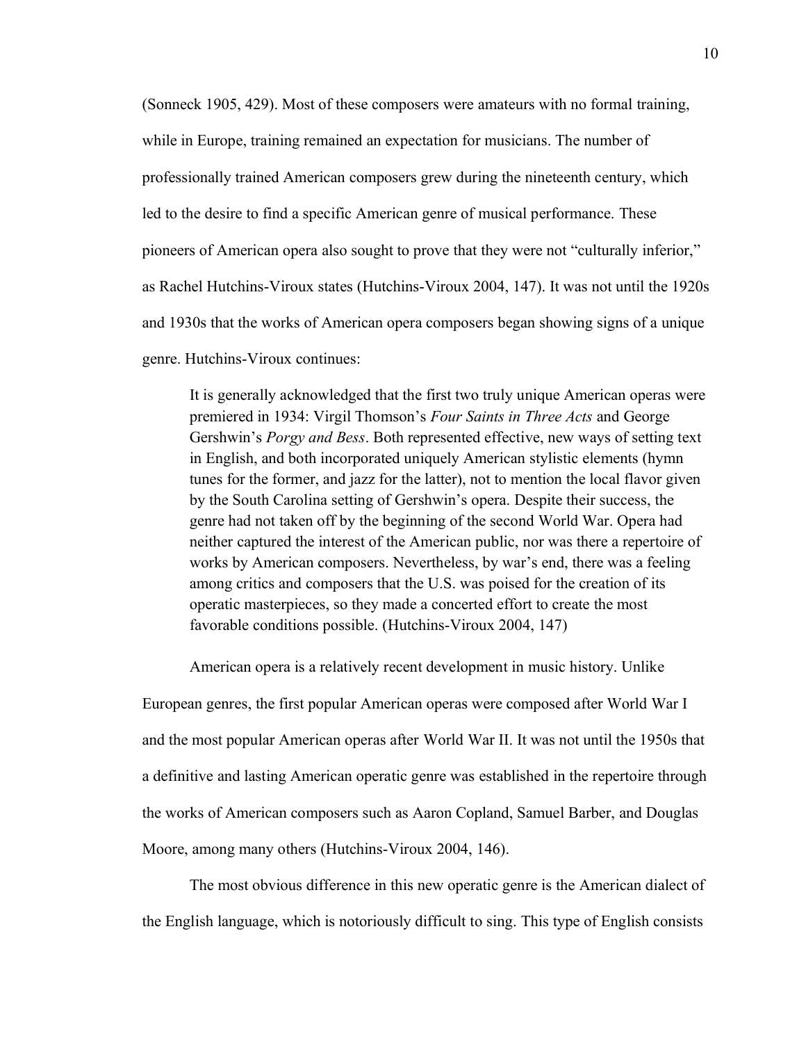(Sonneck 1905, 429). Most of these composers were amateurs with no formal training, while in Europe, training remained an expectation for musicians. The number of professionally trained American composers grew during the nineteenth century, which led to the desire to find a specific American genre of musical performance. These pioneers of American opera also sought to prove that they were not "culturally inferior," as Rachel Hutchins-Viroux states (Hutchins-Viroux 2004, 147). It was not until the 1920s and 1930s that the works of American opera composers began showing signs of a unique genre. Hutchins-Viroux continues:

> It is generally acknowledged that the first two truly unique American operas were premiered in 1934: Virgil Thomson's *Four Saints in Three Acts* and George Gershwin's *Porgy and Bess*. Both represented effective, new ways of setting text in English, and both incorporated uniquely American stylistic elements (hymn tunes for the former, and jazz for the latter), not to mention the local flavor given by the South Carolina setting of Gershwin's opera. Despite their success, the genre had not taken off by the beginning of the second World War. Opera had neither captured the interest of the American public, nor was there a repertoire of works by American composers. Nevertheless, by war's end, there was a feeling among critics and composers that the U.S. was poised for the creation of its operatic masterpieces, so they made a concerted effort to create the most favorable conditions possible. (Hutchins-Viroux 2004, 147)

American opera is a relatively recent development in music history. Unlike European genres, the first popular American operas were composed after World War I and the most popular American operas after World War II. It was not until the 1950s that a definitive and lasting American operatic genre was established in the repertoire through the works of American composers such as Aaron Copland, Samuel Barber, and Douglas Moore, among many others (Hutchins-Viroux 2004, 146).

The most obvious difference in this new operatic genre is the American dialect of the English language, which is notoriously difficult to sing. This type of English consists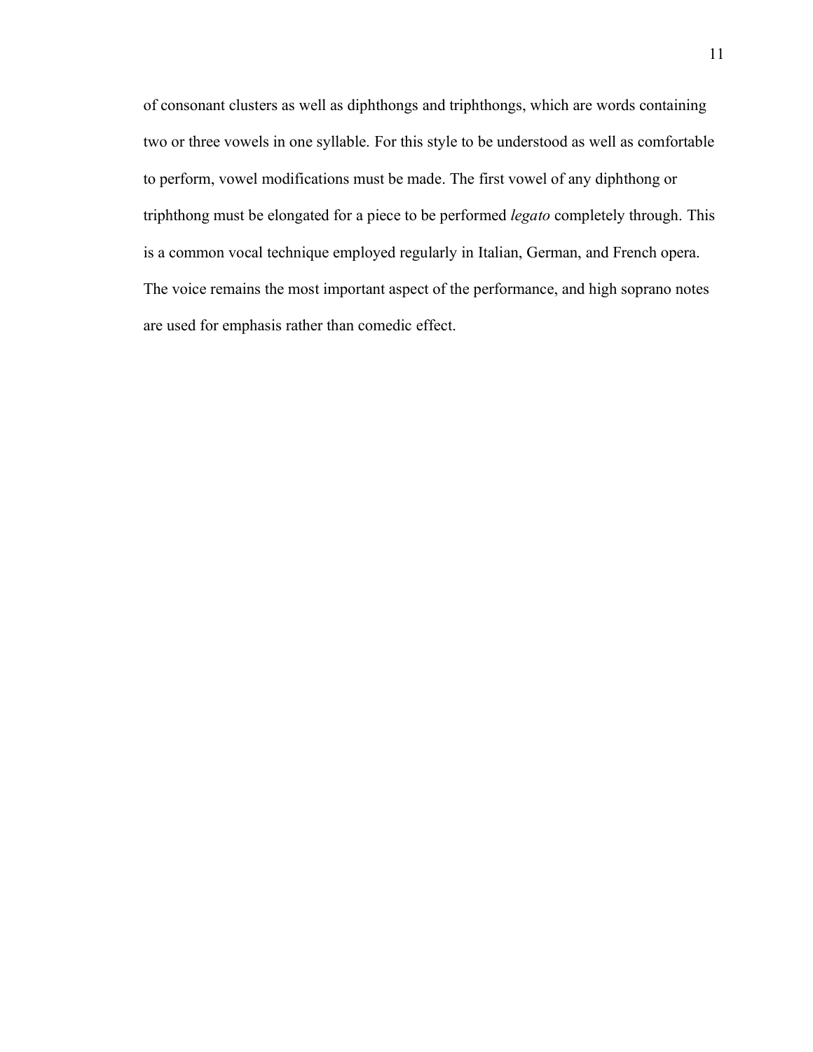of consonant clusters as well as diphthongs and triphthongs, which are words containing two or three vowels in one syllable. For this style to be understood as well as comfortable to perform, vowel modifications must be made. The first vowel of any diphthong or triphthong must be elongated for a piece to be performed *legato* completely through. This is a common vocal technique employed regularly in Italian, German, and French opera. The voice remains the most important aspect of the performance, and high soprano notes are used for emphasis rather than comedic effect.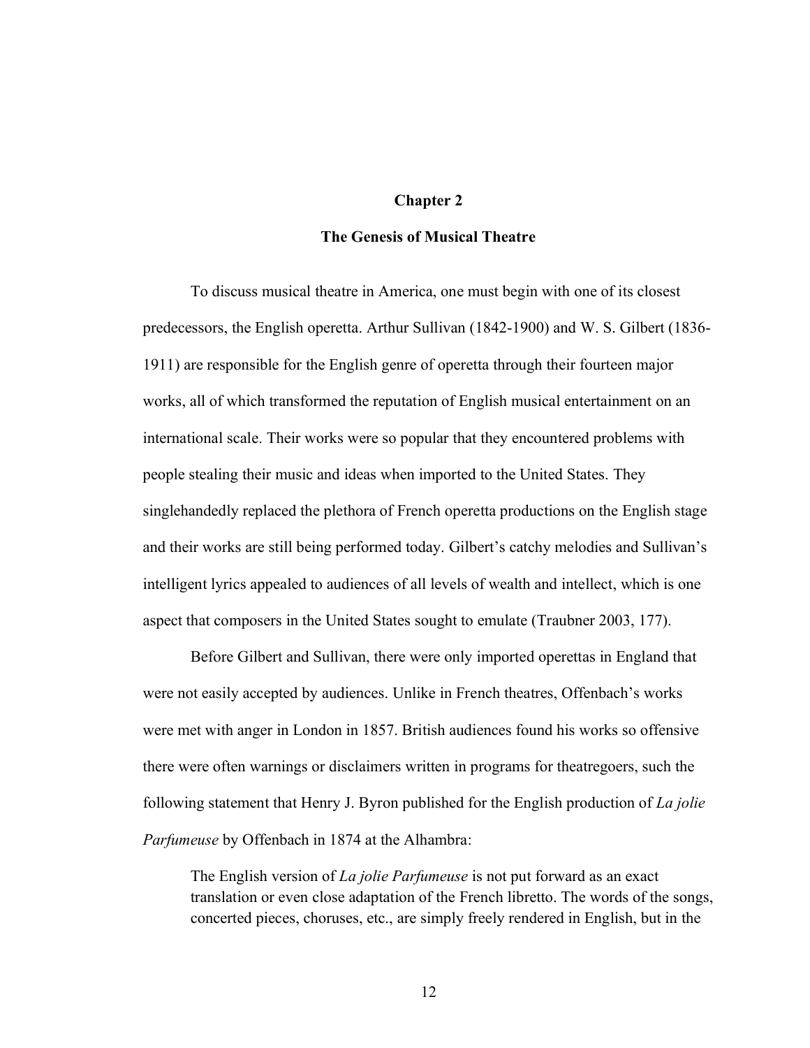# Chapter 2

## The Genesis of Musical Theatre

To discuss musical theatre in America, one must begin with one of its closest predecessors, the English operetta. Arthur Sullivan (1842-1900) and W. S. Gilbert (1836-1911) are responsible for the English genre of operetta through their fourteen major works, all of which transformed the reputation of English musical entertainment on an international scale. Their works were so popular that they encountered problems with people stealing their music and ideas when imported to the United States. They singlehandedly replaced the plethora of French operetta productions on the English stage and their works are still being performed today. Gilbert's catchy melodies and Sullivan's intelligent lyrics appealed to audiences of all levels of wealth and intellect, which is one aspect that composers in the United States sought to emulate (Traubner 2003, 177).

Before Gilbert and Sullivan, there were only imported operettas in England that were not easily accepted by audiences. Unlike in French theatres, Offenbach's works were met with anger in London in 1857. British audiences found his works so offensive there were often warnings or disclaimers written in programs for theatregoers, such the following statement that Henry J. Byron published for the English production of *La jolie Parfumeuse* by Offenbach in 1874 at the Alhambra:

> The English version of *La jolie Parfumeuse* is not put forward as an exact translation or even close adaptation of the French libretto. The words of the songs, concerted pieces, choruses, etc., are simply freely rendered in English, but in the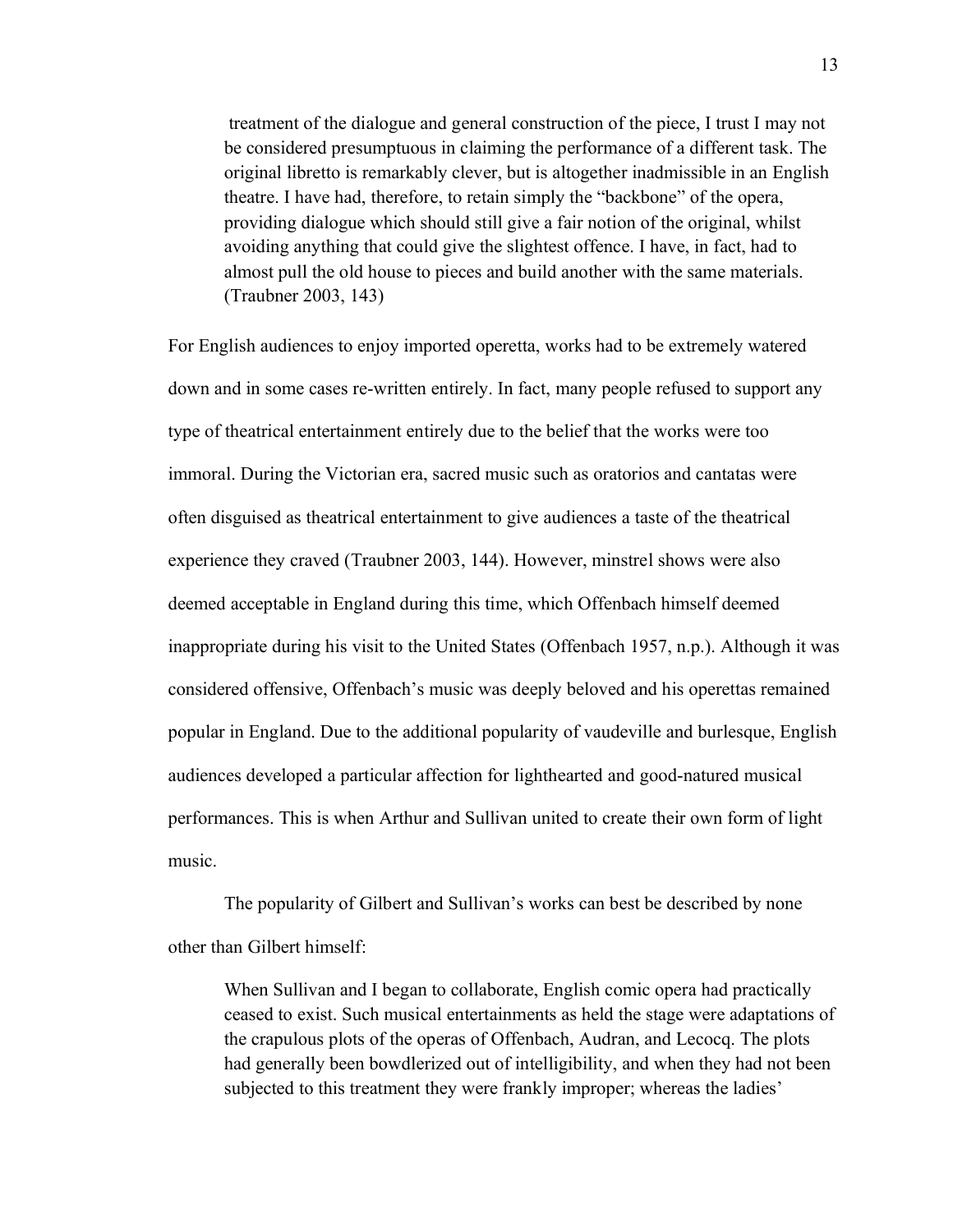> treatment of the dialogue and general construction of the piece, I trust I may not be considered presumptuous in claiming the performance of a different task. The original libretto is remarkably clever, but is altogether inadmissible in an English theatre. I have had, therefore, to retain simply the "backbone" of the opera, providing dialogue which should still give a fair notion of the original, whilst avoiding anything that could give the slightest offence. I have, in fact, had to almost pull the old house to pieces and build another with the same materials. (Traubner 2003, 143)

For English audiences to enjoy imported operetta, works had to be extremely watered down and in some cases re-written entirely. In fact, many people refused to support any type of theatrical entertainment entirely due to the belief that the works were too immoral. During the Victorian era, sacred music such as oratorios and cantatas were often disguised as theatrical entertainment to give audiences a taste of the theatrical experience they craved (Traubner 2003, 144). However, minstrel shows were also deemed acceptable in England during this time, which Offenbach himself deemed inappropriate during his visit to the United States (Offenbach 1957, n.p.). Although it was considered offensive, Offenbach's music was deeply beloved and his operettas remained popular in England. Due to the additional popularity of vaudeville and burlesque, English audiences developed a particular affection for lighthearted and good-natured musical performances. This is when Arthur and Sullivan united to create their own form of light music.

The popularity of Gilbert and Sullivan's works can best be described by none other than Gilbert himself:

> When Sullivan and I began to collaborate, English comic opera had practically ceased to exist. Such musical entertainments as held the stage were adaptations of the crapulous plots of the operas of Offenbach, Audran, and Lecocq. The plots had generally been bowdlerized out of intelligibility, and when they had not been subjected to this treatment they were frankly improper; whereas the ladies'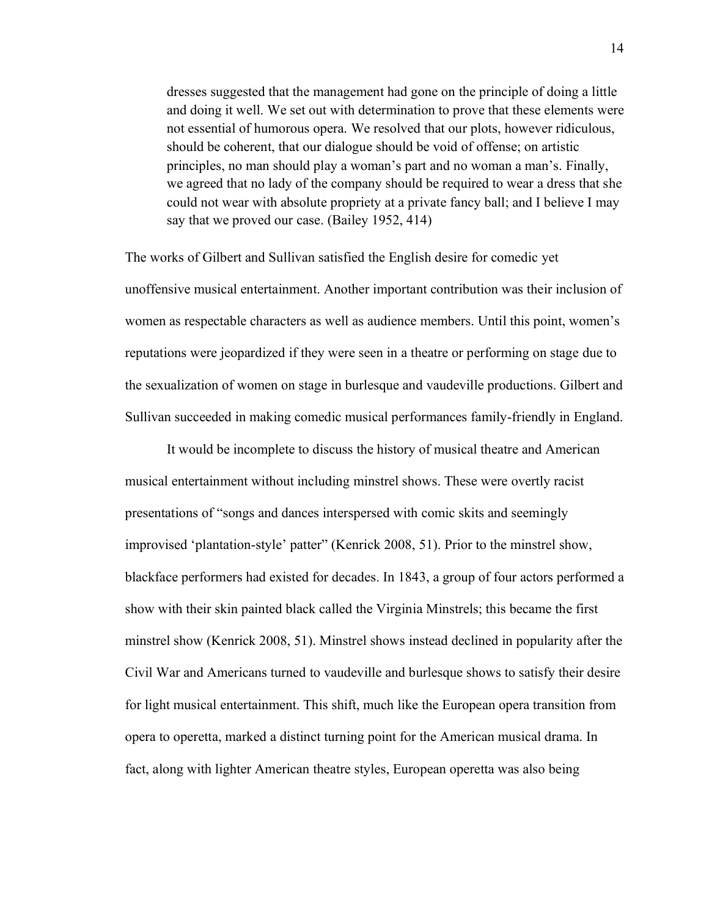> dresses suggested that the management had gone on the principle of doing a little and doing it well. We set out with determination to prove that these elements were not essential of humorous opera. We resolved that our plots, however ridiculous, should be coherent, that our dialogue should be void of offense; on artistic principles, no man should play a woman's part and no woman a man's. Finally, we agreed that no lady of the company should be required to wear a dress that she could not wear with absolute propriety at a private fancy ball; and I believe I may say that we proved our case. (Bailey 1952, 414)

The works of Gilbert and Sullivan satisfied the English desire for comedic yet unoffensive musical entertainment. Another important contribution was their inclusion of women as respectable characters as well as audience members. Until this point, women's reputations were jeopardized if they were seen in a theatre or performing on stage due to the sexualization of women on stage in burlesque and vaudeville productions. Gilbert and Sullivan succeeded in making comedic musical performances family-friendly in England.

It would be incomplete to discuss the history of musical theatre and American musical entertainment without including minstrel shows. These were overtly racist presentations of "songs and dances interspersed with comic skits and seemingly improvised 'plantation-style' patter" (Kenrick 2008, 51). Prior to the minstrel show, blackface performers had existed for decades. In 1843, a group of four actors performed a show with their skin painted black called the Virginia Minstrels; this became the first minstrel show (Kenrick 2008, 51). Minstrel shows instead declined in popularity after the Civil War and Americans turned to vaudeville and burlesque shows to satisfy their desire for light musical entertainment. This shift, much like the European opera transition from opera to operetta, marked a distinct turning point for the American musical drama. In fact, along with lighter American theatre styles, European operetta was also being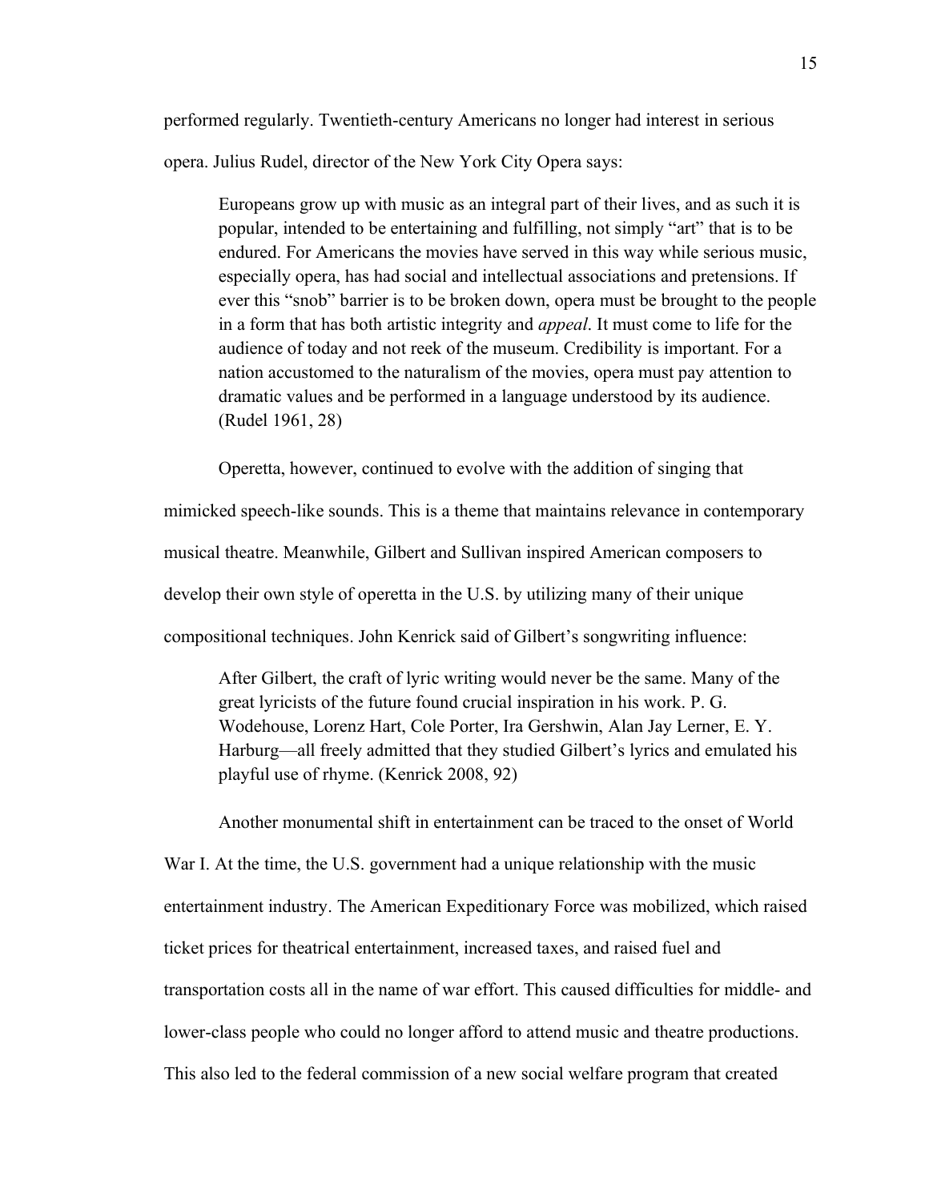performed regularly. Twentieth-century Americans no longer had interest in serious opera. Julius Rudel, director of the New York City Opera says:

> Europeans grow up with music as an integral part of their lives, and as such it is popular, intended to be entertaining and fulfilling, not simply "art" that is to be endured. For Americans the movies have served in this way while serious music, especially opera, has had social and intellectual associations and pretensions. If ever this "snob" barrier is to be broken down, opera must be brought to the people in a form that has both artistic integrity and *appeal*. It must come to life for the audience of today and not reek of the museum. Credibility is important. For a nation accustomed to the naturalism of the movies, opera must pay attention to dramatic values and be performed in a language understood by its audience. (Rudel 1961, 28)

Operetta, however, continued to evolve with the addition of singing that mimicked speech-like sounds. This is a theme that maintains relevance in contemporary musical theatre. Meanwhile, Gilbert and Sullivan inspired American composers to develop their own style of operetta in the U.S. by utilizing many of their unique compositional techniques. John Kenrick said of Gilbert's songwriting influence:

> After Gilbert, the craft of lyric writing would never be the same. Many of the great lyricists of the future found crucial inspiration in his work. P. G. Wodehouse, Lorenz Hart, Cole Porter, Ira Gershwin, Alan Jay Lerner, E. Y. Harburg—all freely admitted that they studied Gilbert's lyrics and emulated his playful use of rhyme. (Kenrick 2008, 92)

Another monumental shift in entertainment can be traced to the onset of World War I. At the time, the U.S. government had a unique relationship with the music entertainment industry. The American Expeditionary Force was mobilized, which raised ticket prices for theatrical entertainment, increased taxes, and raised fuel and transportation costs all in the name of war effort. This caused difficulties for middle- and lower-class people who could no longer afford to attend music and theatre productions. This also led to the federal commission of a new social welfare program that created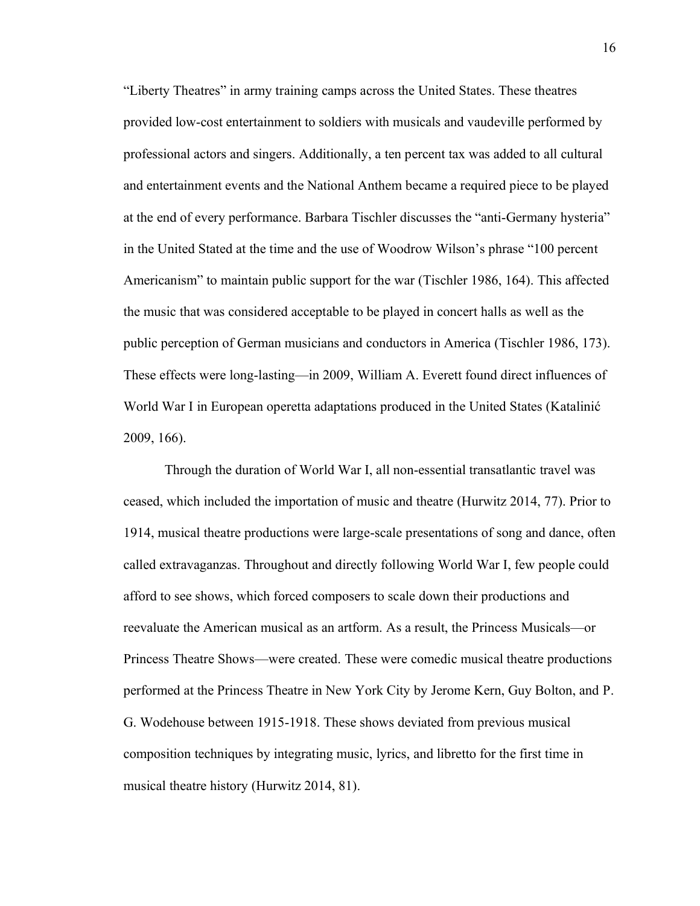"Liberty Theatres" in army training camps across the United States. These theatres provided low-cost entertainment to soldiers with musicals and vaudeville performed by professional actors and singers. Additionally, a ten percent tax was added to all cultural and entertainment events and the National Anthem became a required piece to be played at the end of every performance. Barbara Tischler discusses the "anti-Germany hysteria" in the United Stated at the time and the use of Woodrow Wilson's phrase "100 percent Americanism" to maintain public support for the war (Tischler 1986, 164). This affected the music that was considered acceptable to be played in concert halls as well as the public perception of German musicians and conductors in America (Tischler 1986, 173). These effects were long-lasting—in 2009, William A. Everett found direct influences of World War I in European operetta adaptations produced in the United States (Katalinić 2009, 166).

Through the duration of World War I, all non-essential transatlantic travel was ceased, which included the importation of music and theatre (Hurwitz 2014, 77). Prior to 1914, musical theatre productions were large-scale presentations of song and dance, often called extravaganzas. Throughout and directly following World War I, few people could afford to see shows, which forced composers to scale down their productions and reevaluate the American musical as an artform. As a result, the Princess Musicals—or Princess Theatre Shows—were created. These were comedic musical theatre productions performed at the Princess Theatre in New York City by Jerome Kern, Guy Bolton, and P. G. Wodehouse between 1915-1918. These shows deviated from previous musical composition techniques by integrating music, lyrics, and libretto for the first time in musical theatre history (Hurwitz 2014, 81).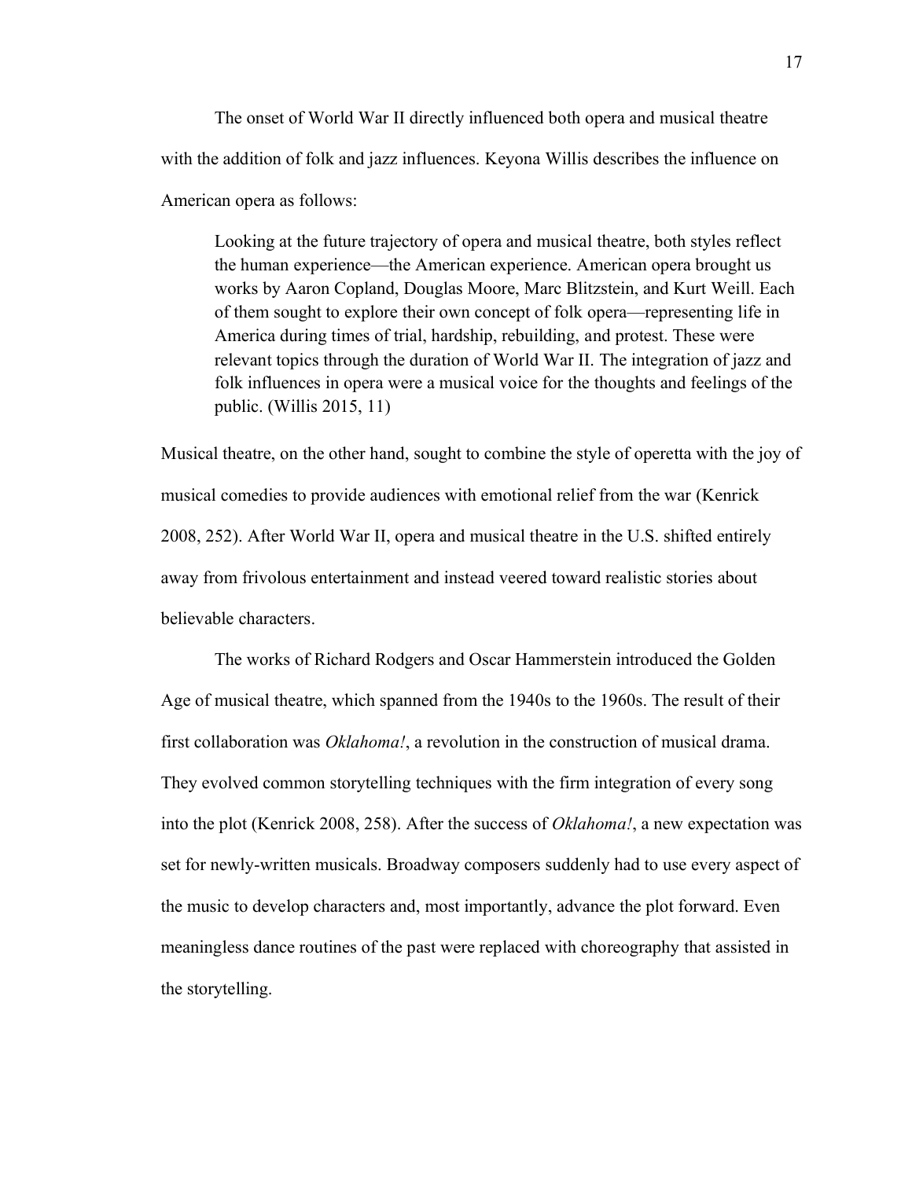The onset of World War II directly influenced both opera and musical theatre with the addition of folk and jazz influences. Keyona Willis describes the influence on American opera as follows:

> Looking at the future trajectory of opera and musical theatre, both styles reflect the human experience—the American experience. American opera brought us works by Aaron Copland, Douglas Moore, Marc Blitzstein, and Kurt Weill. Each of them sought to explore their own concept of folk opera—representing life in America during times of trial, hardship, rebuilding, and protest. These were relevant topics through the duration of World War II. The integration of jazz and folk influences in opera were a musical voice for the thoughts and feelings of the public. (Willis 2015, 11)

Musical theatre, on the other hand, sought to combine the style of operetta with the joy of musical comedies to provide audiences with emotional relief from the war (Kenrick 2008, 252). After World War II, opera and musical theatre in the U.S. shifted entirely away from frivolous entertainment and instead veered toward realistic stories about believable characters.

The works of Richard Rodgers and Oscar Hammerstein introduced the Golden Age of musical theatre, which spanned from the 1940s to the 1960s. The result of their first collaboration was *Oklahoma!*, a revolution in the construction of musical drama. They evolved common storytelling techniques with the firm integration of every song into the plot (Kenrick 2008, 258). After the success of *Oklahoma!*, a new expectation was set for newly-written musicals. Broadway composers suddenly had to use every aspect of the music to develop characters and, most importantly, advance the plot forward. Even meaningless dance routines of the past were replaced with choreography that assisted in the storytelling.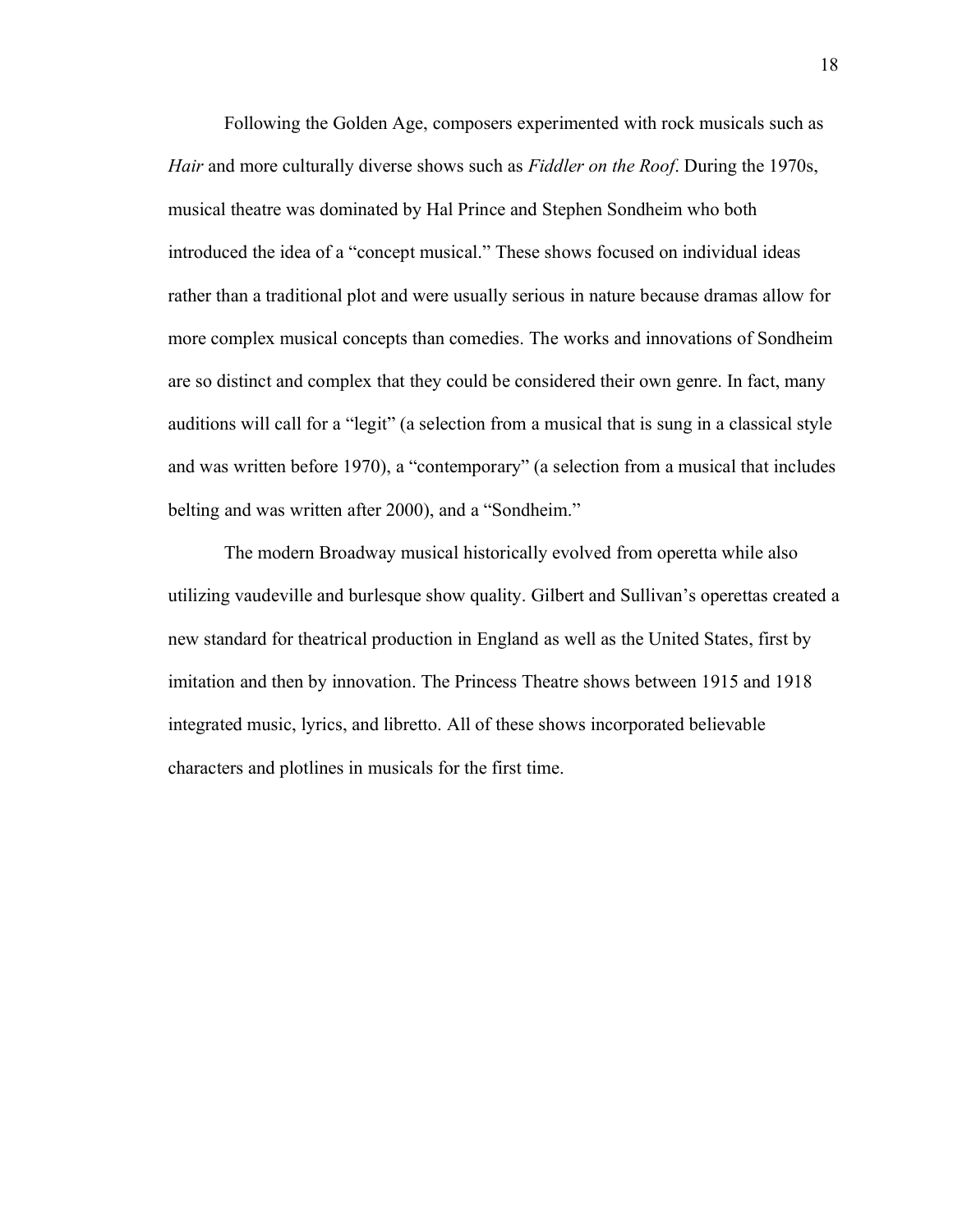Following the Golden Age, composers experimented with rock musicals such as *Hair* and more culturally diverse shows such as *Fiddler on the Roof*. During the 1970s, musical theatre was dominated by Hal Prince and Stephen Sondheim who both introduced the idea of a "concept musical." These shows focused on individual ideas rather than a traditional plot and were usually serious in nature because dramas allow for more complex musical concepts than comedies. The works and innovations of Sondheim are so distinct and complex that they could be considered their own genre. In fact, many auditions will call for a "legit" (a selection from a musical that is sung in a classical style and was written before 1970), a "contemporary" (a selection from a musical that includes belting and was written after 2000), and a "Sondheim."

The modern Broadway musical historically evolved from operetta while also utilizing vaudeville and burlesque show quality. Gilbert and Sullivan's operettas created a new standard for theatrical production in England as well as the United States, first by imitation and then by innovation. The Princess Theatre shows between 1915 and 1918 integrated music, lyrics, and libretto. All of these shows incorporated believable characters and plotlines in musicals for the first time.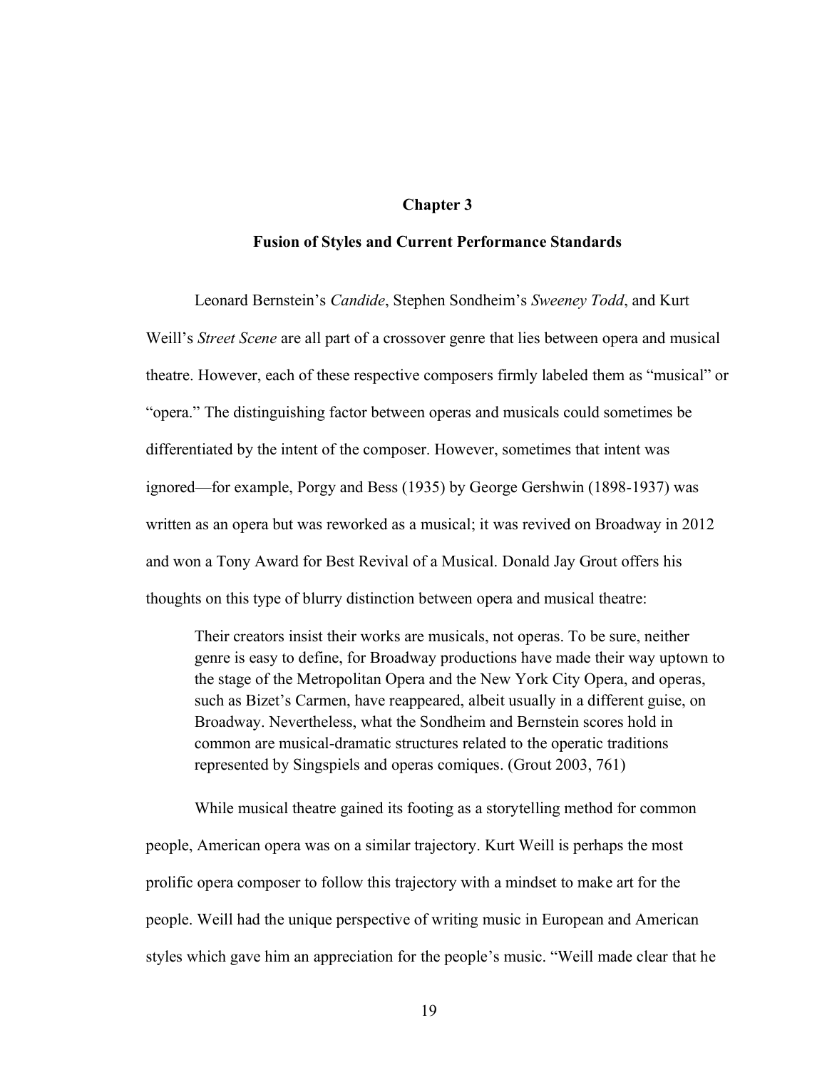# Chapter 3

## Fusion of Styles and Current Performance Standards

Leonard Bernstein's *Candide*, Stephen Sondheim's *Sweeney Todd*, and Kurt Weill's *Street Scene* are all part of a crossover genre that lies between opera and musical theatre. However, each of these respective composers firmly labeled them as "musical" or "opera." The distinguishing factor between operas and musicals could sometimes be differentiated by the intent of the composer. However, sometimes that intent was ignored—for example, Porgy and Bess (1935) by George Gershwin (1898-1937) was written as an opera but was reworked as a musical; it was revived on Broadway in 2012 and won a Tony Award for Best Revival of a Musical. Donald Jay Grout offers his thoughts on this type of blurry distinction between opera and musical theatre:

> Their creators insist their works are musicals, not operas. To be sure, neither genre is easy to define, for Broadway productions have made their way uptown to the stage of the Metropolitan Opera and the New York City Opera, and operas, such as Bizet's Carmen, have reappeared, albeit usually in a different guise, on Broadway. Nevertheless, what the Sondheim and Bernstein scores hold in common are musical-dramatic structures related to the operatic traditions represented by Singspiels and operas comiques. (Grout 2003, 761)

While musical theatre gained its footing as a storytelling method for common people, American opera was on a similar trajectory. Kurt Weill is perhaps the most prolific opera composer to follow this trajectory with a mindset to make art for the people. Weill had the unique perspective of writing music in European and American styles which gave him an appreciation for the people's music. "Weill made clear that he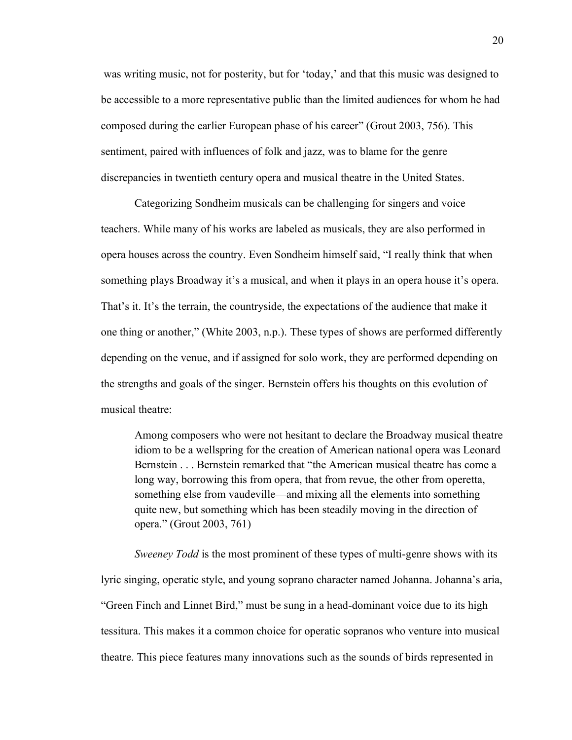was writing music, not for posterity, but for 'today,' and that this music was designed to be accessible to a more representative public than the limited audiences for whom he had composed during the earlier European phase of his career" (Grout 2003, 756). This sentiment, paired with influences of folk and jazz, was to blame for the genre discrepancies in twentieth century opera and musical theatre in the United States.

Categorizing Sondheim musicals can be challenging for singers and voice teachers. While many of his works are labeled as musicals, they are also performed in opera houses across the country. Even Sondheim himself said, "I really think that when something plays Broadway it's a musical, and when it plays in an opera house it's opera. That's it. It's the terrain, the countryside, the expectations of the audience that make it one thing or another," (White 2003, n.p.). These types of shows are performed differently depending on the venue, and if assigned for solo work, they are performed depending on the strengths and goals of the singer. Bernstein offers his thoughts on this evolution of musical theatre:

> Among composers who were not hesitant to declare the Broadway musical theatre idiom to be a wellspring for the creation of American national opera was Leonard Bernstein . . . Bernstein remarked that "the American musical theatre has come a long way, borrowing this from opera, that from revue, the other from operetta, something else from vaudeville—and mixing all the elements into something quite new, but something which has been steadily moving in the direction of opera." (Grout 2003, 761)

*Sweeney Todd* is the most prominent of these types of multi-genre shows with its lyric singing, operatic style, and young soprano character named Johanna. Johanna's aria, "Green Finch and Linnet Bird," must be sung in a head-dominant voice due to its high tessitura. This makes it a common choice for operatic sopranos who venture into musical theatre. This piece features many innovations such as the sounds of birds represented in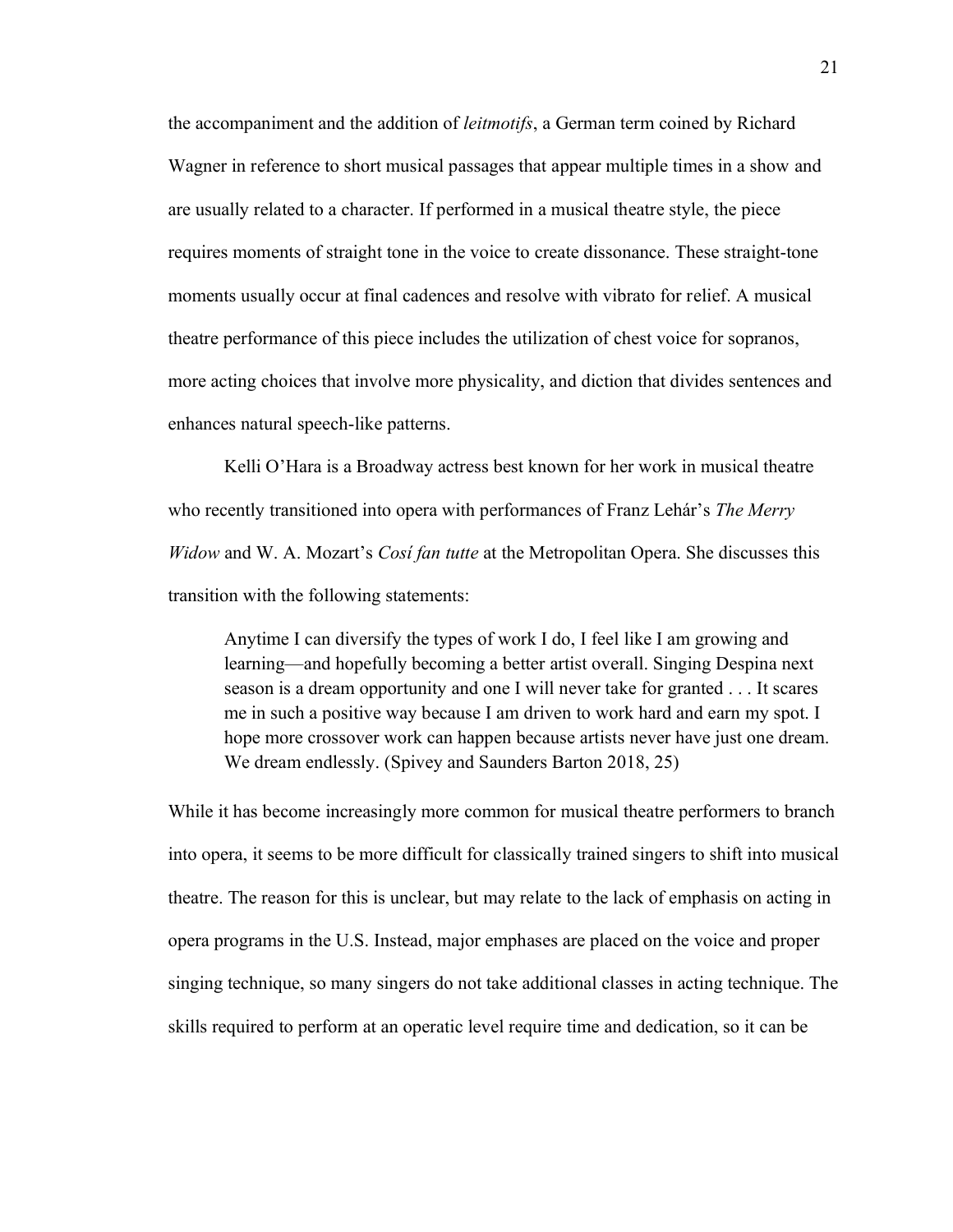the accompaniment and the addition of *leitmotifs*, a German term coined by Richard Wagner in reference to short musical passages that appear multiple times in a show and are usually related to a character. If performed in a musical theatre style, the piece requires moments of straight tone in the voice to create dissonance. These straight-tone moments usually occur at final cadences and resolve with vibrato for relief. A musical theatre performance of this piece includes the utilization of chest voice for sopranos, more acting choices that involve more physicality, and diction that divides sentences and enhances natural speech-like patterns.

Kelli O'Hara is a Broadway actress best known for her work in musical theatre who recently transitioned into opera with performances of Franz Lehár's *The Merry Widow* and W. A. Mozart's *Cosí fan tutte* at the Metropolitan Opera. She discusses this transition with the following statements:

> Anytime I can diversify the types of work I do, I feel like I am growing and learning—and hopefully becoming a better artist overall. Singing Despina next season is a dream opportunity and one I will never take for granted . . . It scares me in such a positive way because I am driven to work hard and earn my spot. I hope more crossover work can happen because artists never have just one dream. We dream endlessly. (Spivey and Saunders Barton 2018, 25)

While it has become increasingly more common for musical theatre performers to branch into opera, it seems to be more difficult for classically trained singers to shift into musical theatre. The reason for this is unclear, but may relate to the lack of emphasis on acting in opera programs in the U.S. Instead, major emphases are placed on the voice and proper singing technique, so many singers do not take additional classes in acting technique. The skills required to perform at an operatic level require time and dedication, so it can be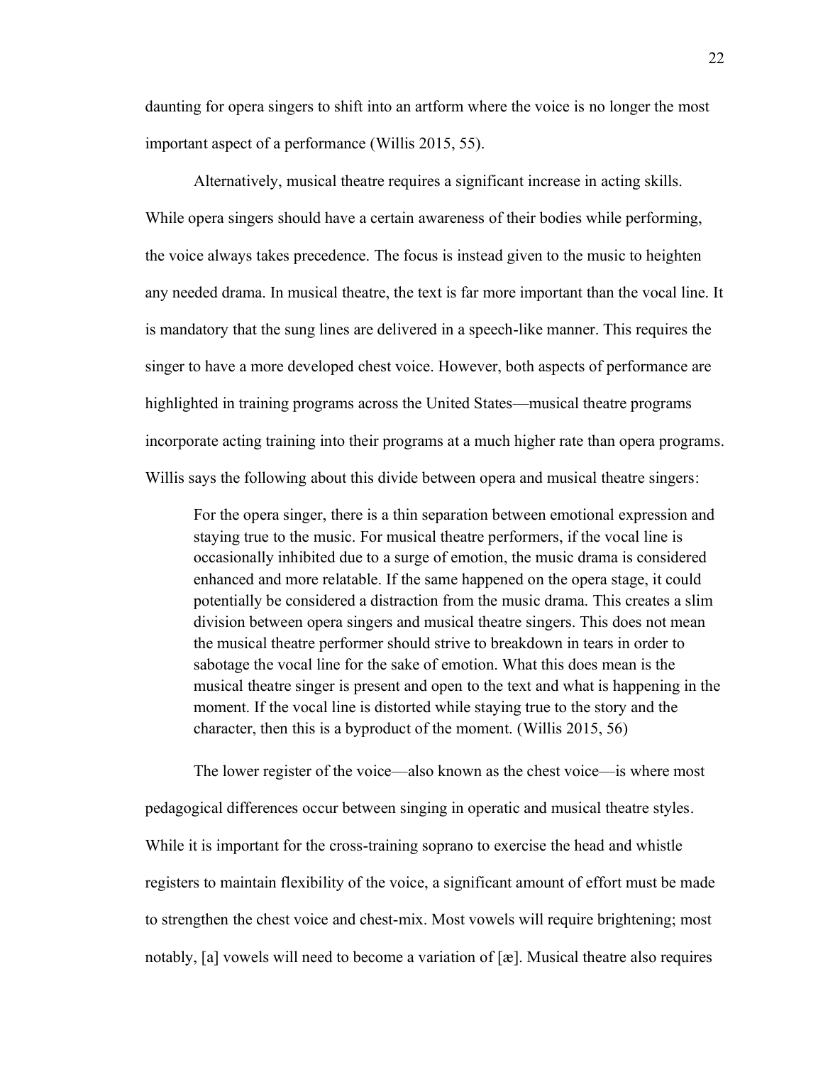daunting for opera singers to shift into an artform where the voice is no longer the most important aspect of a performance (Willis 2015, 55).

Alternatively, musical theatre requires a significant increase in acting skills. While opera singers should have a certain awareness of their bodies while performing, the voice always takes precedence. The focus is instead given to the music to heighten any needed drama. In musical theatre, the text is far more important than the vocal line. It is mandatory that the sung lines are delivered in a speech-like manner. This requires the singer to have a more developed chest voice. However, both aspects of performance are highlighted in training programs across the United States—musical theatre programs incorporate acting training into their programs at a much higher rate than opera programs. Willis says the following about this divide between opera and musical theatre singers:

> For the opera singer, there is a thin separation between emotional expression and staying true to the music. For musical theatre performers, if the vocal line is occasionally inhibited due to a surge of emotion, the music drama is considered enhanced and more relatable. If the same happened on the opera stage, it could potentially be considered a distraction from the music drama. This creates a slim division between opera singers and musical theatre singers. This does not mean the musical theatre performer should strive to breakdown in tears in order to sabotage the vocal line for the sake of emotion. What this does mean is the musical theatre singer is present and open to the text and what is happening in the moment. If the vocal line is distorted while staying true to the story and the character, then this is a byproduct of the moment. (Willis 2015, 56)

The lower register of the voice—also known as the chest voice—is where most pedagogical differences occur between singing in operatic and musical theatre styles. While it is important for the cross-training soprano to exercise the head and whistle registers to maintain flexibility of the voice, a significant amount of effort must be made to strengthen the chest voice and chest-mix. Most vowels will require brightening; most notably, [a] vowels will need to become a variation of [æ]. Musical theatre also requires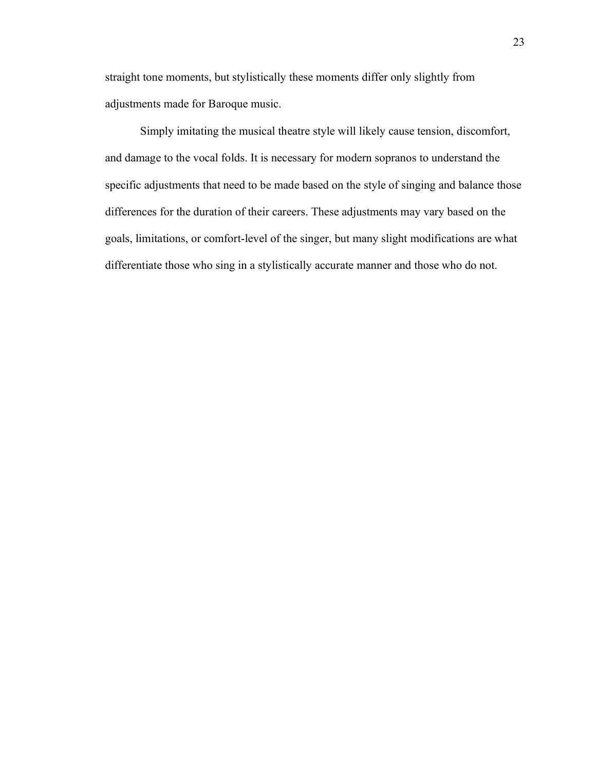straight tone moments, but stylistically these moments differ only slightly from adjustments made for Baroque music.

Simply imitating the musical theatre style will likely cause tension, discomfort, and damage to the vocal folds. It is necessary for modern sopranos to understand the specific adjustments that need to be made based on the style of singing and balance those differences for the duration of their careers. These adjustments may vary based on the goals, limitations, or comfort-level of the singer, but many slight modifications are what differentiate those who sing in a stylistically accurate manner and those who do not.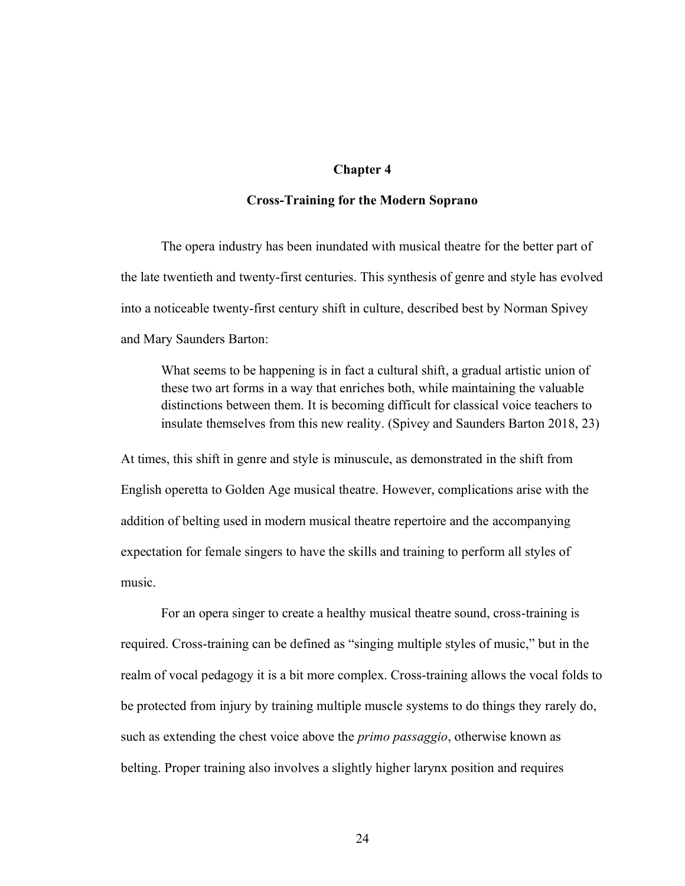# Chapter 4

## Cross-Training for the Modern Soprano

The opera industry has been inundated with musical theatre for the better part of the late twentieth and twenty-first centuries. This synthesis of genre and style has evolved into a noticeable twenty-first century shift in culture, described best by Norman Spivey and Mary Saunders Barton:

> What seems to be happening is in fact a cultural shift, a gradual artistic union of these two art forms in a way that enriches both, while maintaining the valuable distinctions between them. It is becoming difficult for classical voice teachers to insulate themselves from this new reality. (Spivey and Saunders Barton 2018, 23)

At times, this shift in genre and style is minuscule, as demonstrated in the shift from English operetta to Golden Age musical theatre. However, complications arise with the addition of belting used in modern musical theatre repertoire and the accompanying expectation for female singers to have the skills and training to perform all styles of music.

For an opera singer to create a healthy musical theatre sound, cross-training is required. Cross-training can be defined as "singing multiple styles of music," but in the realm of vocal pedagogy it is a bit more complex. Cross-training allows the vocal folds to be protected from injury by training multiple muscle systems to do things they rarely do, such as extending the chest voice above the *primo passaggio*, otherwise known as belting. Proper training also involves a slightly higher larynx position and requires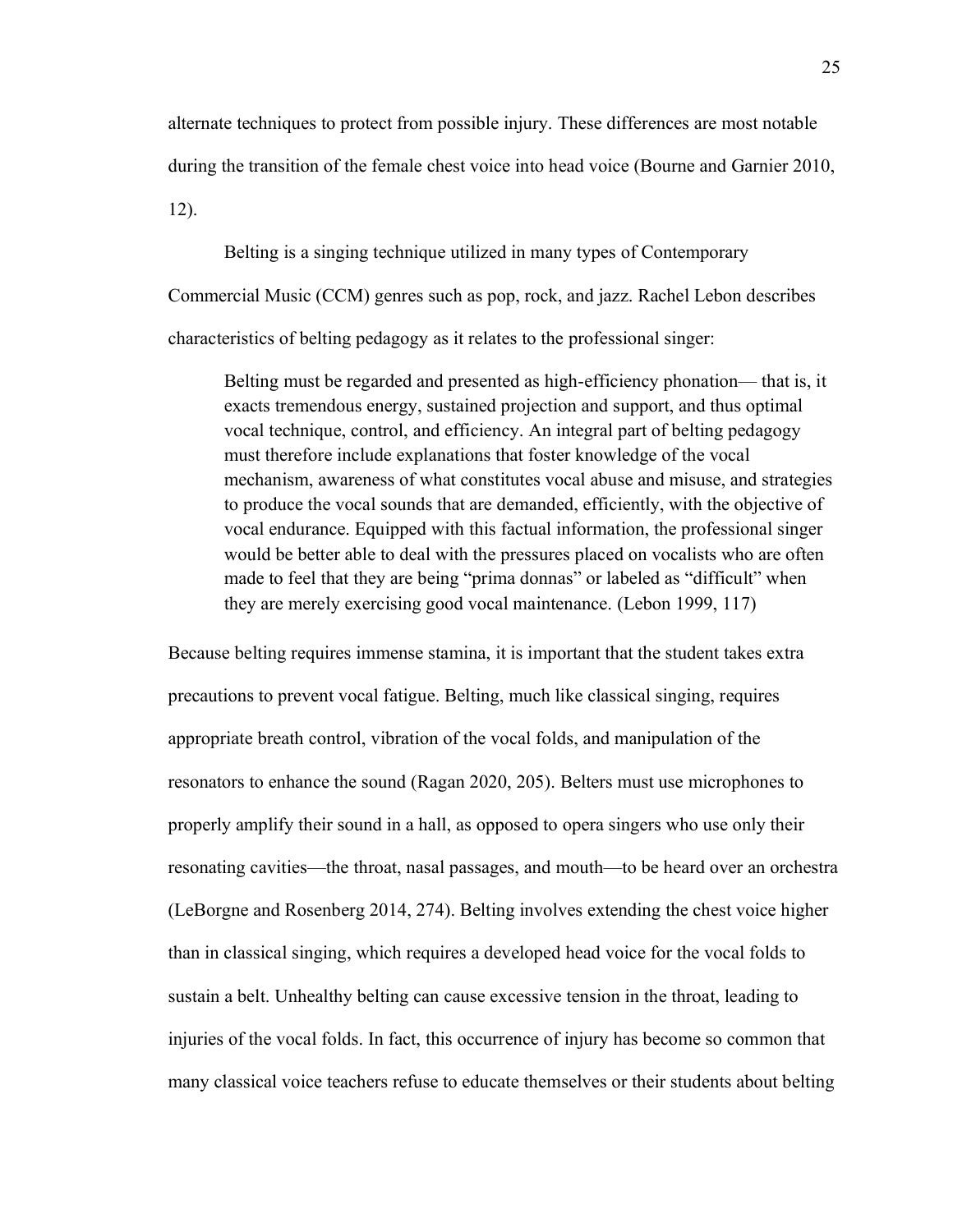alternate techniques to protect from possible injury. These differences are most notable during the transition of the female chest voice into head voice (Bourne and Garnier 2010, 12).

Belting is a singing technique utilized in many types of Contemporary Commercial Music (CCM) genres such as pop, rock, and jazz. Rachel Lebon describes characteristics of belting pedagogy as it relates to the professional singer:

> Belting must be regarded and presented as high-efficiency phonation— that is, it exacts tremendous energy, sustained projection and support, and thus optimal vocal technique, control, and efficiency. An integral part of belting pedagogy must therefore include explanations that foster knowledge of the vocal mechanism, awareness of what constitutes vocal abuse and misuse, and strategies to produce the vocal sounds that are demanded, efficiently, with the objective of vocal endurance. Equipped with this factual information, the professional singer would be better able to deal with the pressures placed on vocalists who are often made to feel that they are being "prima donnas" or labeled as "difficult" when they are merely exercising good vocal maintenance. (Lebon 1999, 117)

Because belting requires immense stamina, it is important that the student takes extra precautions to prevent vocal fatigue. Belting, much like classical singing, requires appropriate breath control, vibration of the vocal folds, and manipulation of the resonators to enhance the sound (Ragan 2020, 205). Belters must use microphones to properly amplify their sound in a hall, as opposed to opera singers who use only their resonating cavities—the throat, nasal passages, and mouth—to be heard over an orchestra (LeBorgne and Rosenberg 2014, 274). Belting involves extending the chest voice higher than in classical singing, which requires a developed head voice for the vocal folds to sustain a belt. Unhealthy belting can cause excessive tension in the throat, leading to injuries of the vocal folds. In fact, this occurrence of injury has become so common that many classical voice teachers refuse to educate themselves or their students about belting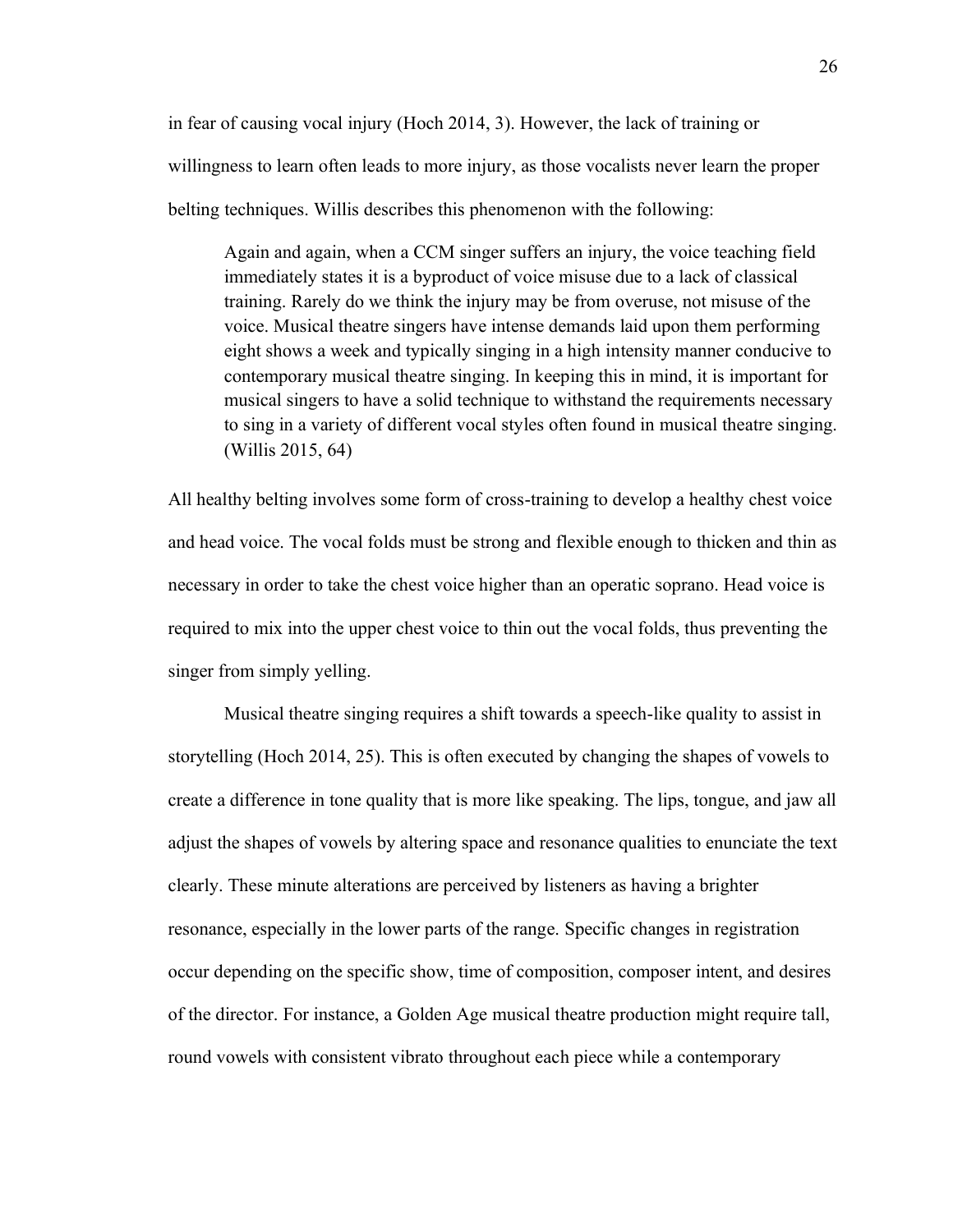in fear of causing vocal injury (Hoch 2014, 3). However, the lack of training or willingness to learn often leads to more injury, as those vocalists never learn the proper belting techniques. Willis describes this phenomenon with the following:

> Again and again, when a CCM singer suffers an injury, the voice teaching field immediately states it is a byproduct of voice misuse due to a lack of classical training. Rarely do we think the injury may be from overuse, not misuse of the voice. Musical theatre singers have intense demands laid upon them performing eight shows a week and typically singing in a high intensity manner conducive to contemporary musical theatre singing. In keeping this in mind, it is important for musical singers to have a solid technique to withstand the requirements necessary to sing in a variety of different vocal styles often found in musical theatre singing. (Willis 2015, 64)

All healthy belting involves some form of cross-training to develop a healthy chest voice and head voice. The vocal folds must be strong and flexible enough to thicken and thin as necessary in order to take the chest voice higher than an operatic soprano. Head voice is required to mix into the upper chest voice to thin out the vocal folds, thus preventing the singer from simply yelling.

Musical theatre singing requires a shift towards a speech-like quality to assist in storytelling (Hoch 2014, 25). This is often executed by changing the shapes of vowels to create a difference in tone quality that is more like speaking. The lips, tongue, and jaw all adjust the shapes of vowels by altering space and resonance qualities to enunciate the text clearly. These minute alterations are perceived by listeners as having a brighter resonance, especially in the lower parts of the range. Specific changes in registration occur depending on the specific show, time of composition, composer intent, and desires of the director. For instance, a Golden Age musical theatre production might require tall, round vowels with consistent vibrato throughout each piece while a contemporary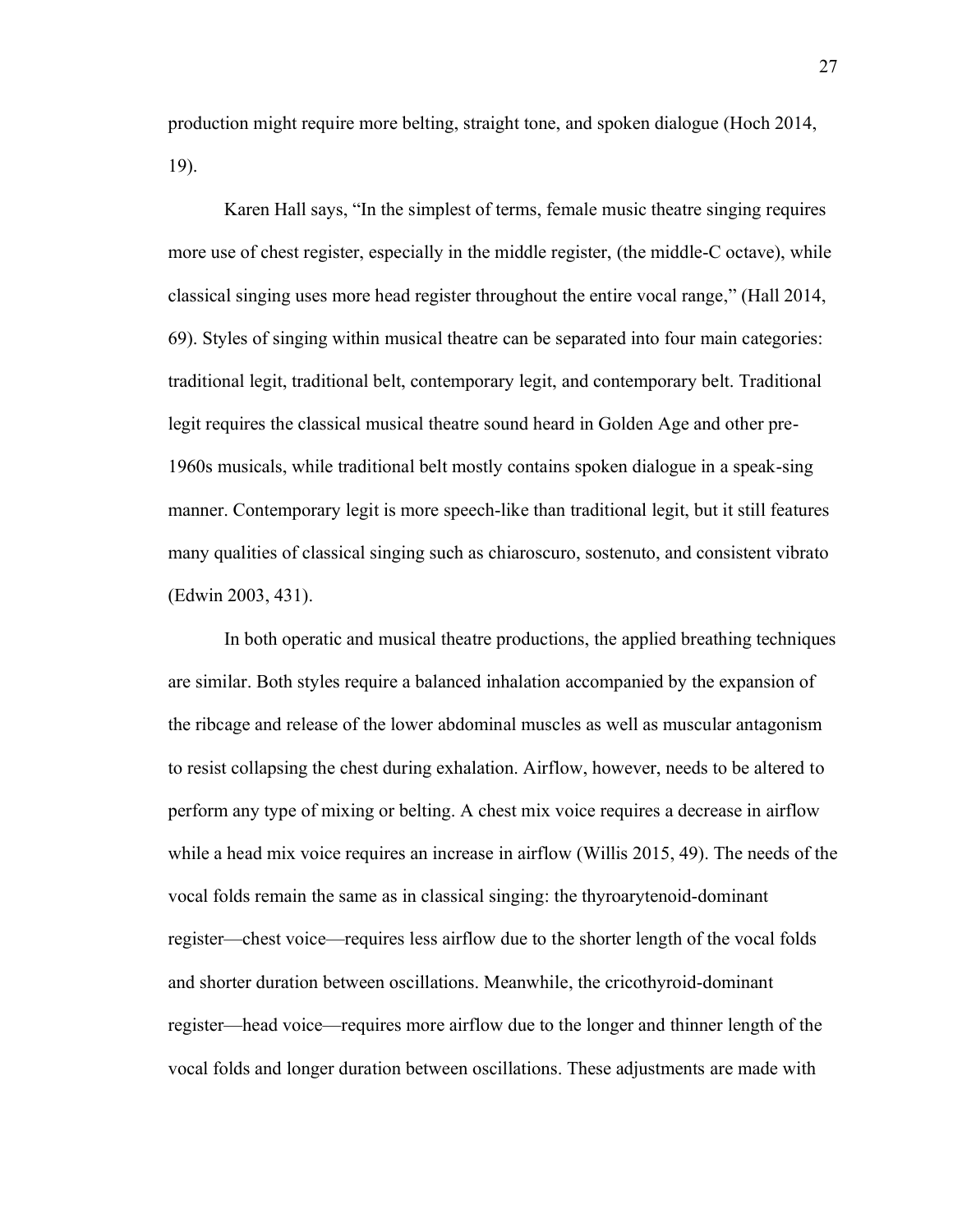production might require more belting, straight tone, and spoken dialogue (Hoch 2014, 19).

Karen Hall says, "In the simplest of terms, female music theatre singing requires more use of chest register, especially in the middle register, (the middle-C octave), while classical singing uses more head register throughout the entire vocal range," (Hall 2014, 69). Styles of singing within musical theatre can be separated into four main categories: traditional legit, traditional belt, contemporary legit, and contemporary belt. Traditional legit requires the classical musical theatre sound heard in Golden Age and other pre-1960s musicals, while traditional belt mostly contains spoken dialogue in a speak-sing manner. Contemporary legit is more speech-like than traditional legit, but it still features many qualities of classical singing such as chiaroscuro, sostenuto, and consistent vibrato (Edwin 2003, 431).

In both operatic and musical theatre productions, the applied breathing techniques are similar. Both styles require a balanced inhalation accompanied by the expansion of the ribcage and release of the lower abdominal muscles as well as muscular antagonism to resist collapsing the chest during exhalation. Airflow, however, needs to be altered to perform any type of mixing or belting. A chest mix voice requires a decrease in airflow while a head mix voice requires an increase in airflow (Willis 2015, 49). The needs of the vocal folds remain the same as in classical singing: the thyroarytenoid-dominant register—chest voice—requires less airflow due to the shorter length of the vocal folds and shorter duration between oscillations. Meanwhile, the cricothyroid-dominant register—head voice—requires more airflow due to the longer and thinner length of the vocal folds and longer duration between oscillations. These adjustments are made with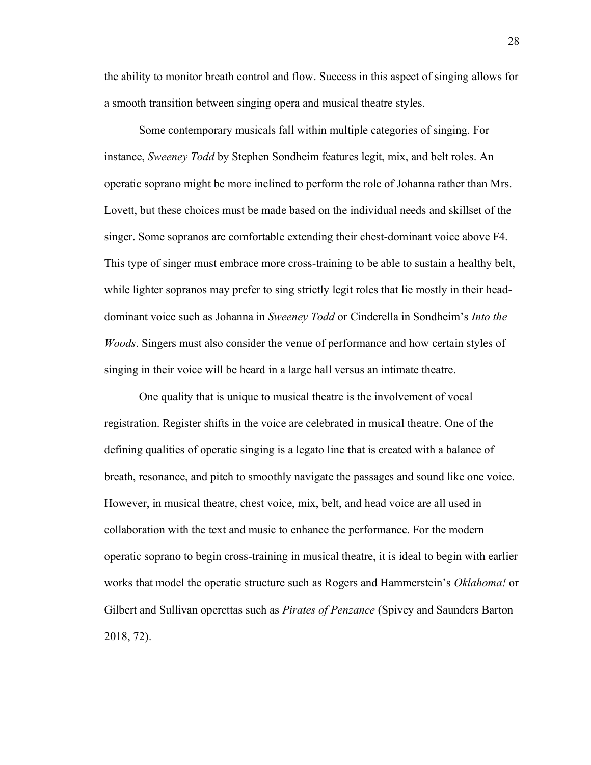the ability to monitor breath control and flow. Success in this aspect of singing allows for a smooth transition between singing opera and musical theatre styles.

Some contemporary musicals fall within multiple categories of singing. For instance, *Sweeney Todd* by Stephen Sondheim features legit, mix, and belt roles. An operatic soprano might be more inclined to perform the role of Johanna rather than Mrs. Lovett, but these choices must be made based on the individual needs and skillset of the singer. Some sopranos are comfortable extending their chest-dominant voice above F4. This type of singer must embrace more cross-training to be able to sustain a healthy belt, while lighter sopranos may prefer to sing strictly legit roles that lie mostly in their head-dominant voice such as Johanna in *Sweeney Todd* or Cinderella in Sondheim's *Into the Woods*. Singers must also consider the venue of performance and how certain styles of singing in their voice will be heard in a large hall versus an intimate theatre.

One quality that is unique to musical theatre is the involvement of vocal registration. Register shifts in the voice are celebrated in musical theatre. One of the defining qualities of operatic singing is a legato line that is created with a balance of breath, resonance, and pitch to smoothly navigate the passages and sound like one voice. However, in musical theatre, chest voice, mix, belt, and head voice are all used in collaboration with the text and music to enhance the performance. For the modern operatic soprano to begin cross-training in musical theatre, it is ideal to begin with earlier works that model the operatic structure such as Rogers and Hammerstein's *Oklahoma!* or Gilbert and Sullivan operettas such as *Pirates of Penzance* (Spivey and Saunders Barton 2018, 72).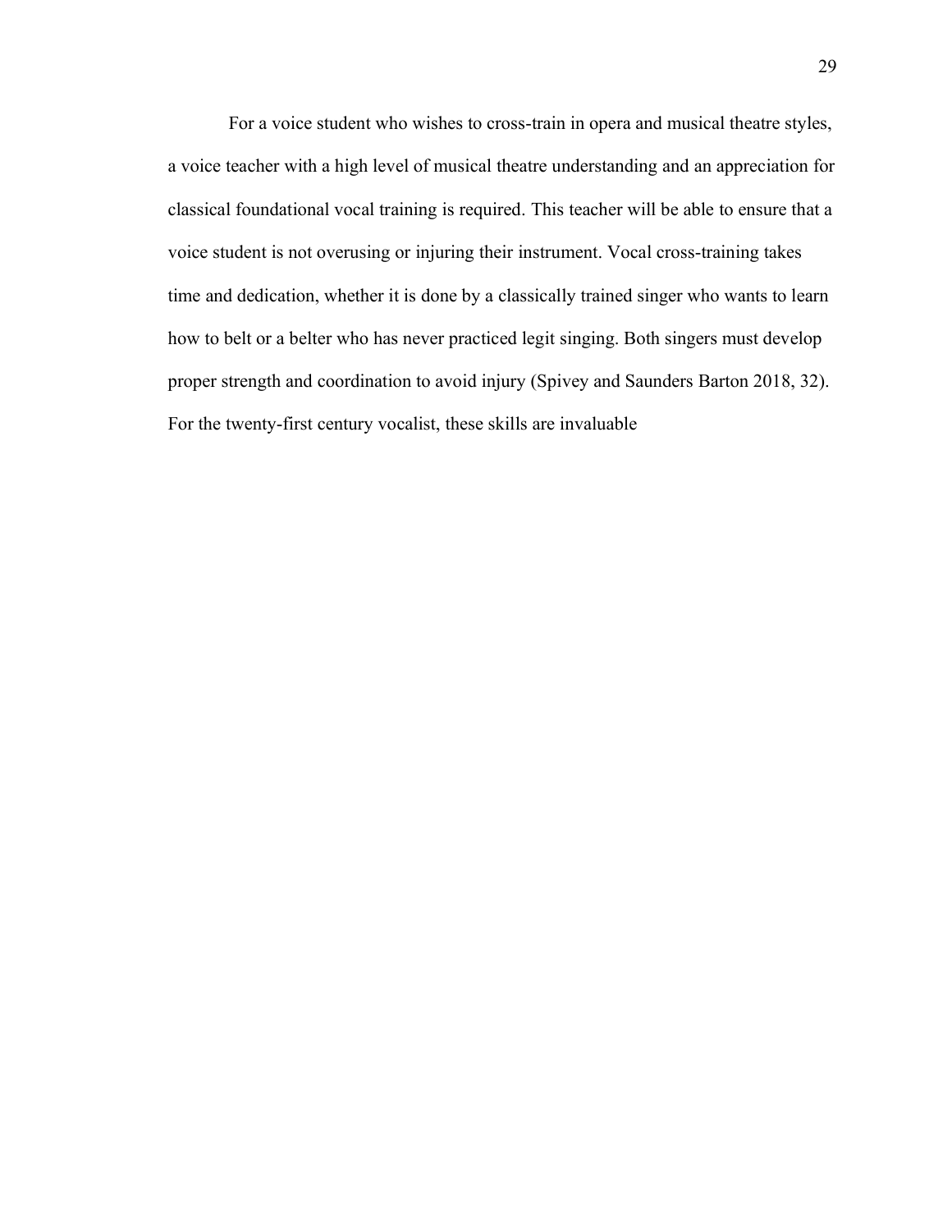For a voice student who wishes to cross-train in opera and musical theatre styles, a voice teacher with a high level of musical theatre understanding and an appreciation for classical foundational vocal training is required. This teacher will be able to ensure that a voice student is not overusing or injuring their instrument. Vocal cross-training takes time and dedication, whether it is done by a classically trained singer who wants to learn how to belt or a belter who has never practiced legit singing. Both singers must develop proper strength and coordination to avoid injury (Spivey and Saunders Barton 2018, 32). For the twenty-first century vocalist, these skills are invaluable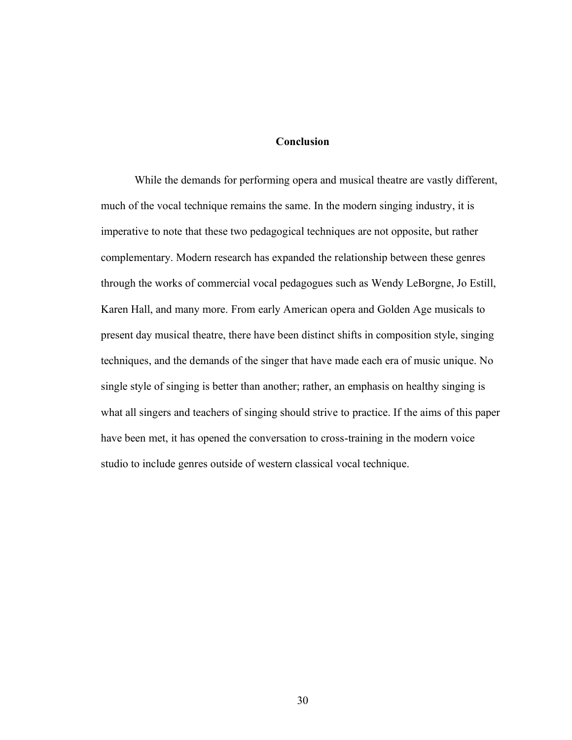# Conclusion

While the demands for performing opera and musical theatre are vastly different, much of the vocal technique remains the same. In the modern singing industry, it is imperative to note that these two pedagogical techniques are not opposite, but rather complementary. Modern research has expanded the relationship between these genres through the works of commercial vocal pedagogues such as Wendy LeBorgne, Jo Estill, Karen Hall, and many more. From early American opera and Golden Age musicals to present day musical theatre, there have been distinct shifts in composition style, singing techniques, and the demands of the singer that have made each era of music unique. No single style of singing is better than another; rather, an emphasis on healthy singing is what all singers and teachers of singing should strive to practice. If the aims of this paper have been met, it has opened the conversation to cross-training in the modern voice studio to include genres outside of western classical vocal technique.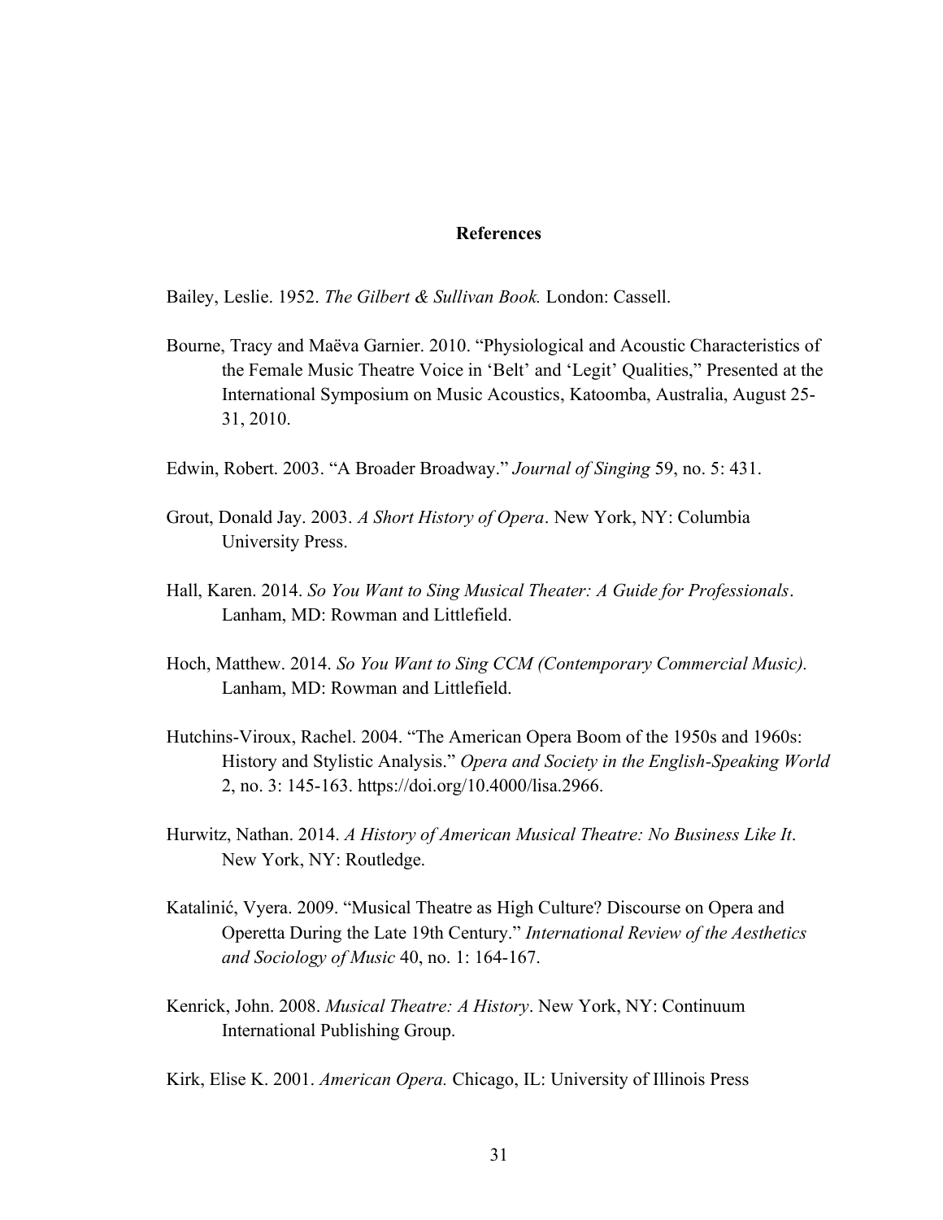## References

Bailey, Leslie. 1952. *The Gilbert & Sullivan Book.* London: Cassell.

Bourne, Tracy and Maëva Garnier. 2010. "Physiological and Acoustic Characteristics of the Female Music Theatre Voice in 'Belt' and 'Legit' Qualities," Presented at the International Symposium on Music Acoustics, Katoomba, Australia, August 25-31, 2010.

Edwin, Robert. 2003. "A Broader Broadway." *Journal of Singing* 59, no. 5: 431.

Grout, Donald Jay. 2003. *A Short History of Opera*. New York, NY: Columbia University Press.

Hall, Karen. 2014. *So You Want to Sing Musical Theater: A Guide for Professionals*. Lanham, MD: Rowman and Littlefield.

Hoch, Matthew. 2014. *So You Want to Sing CCM (Contemporary Commercial Music).* Lanham, MD: Rowman and Littlefield.

Hutchins-Viroux, Rachel. 2004. "The American Opera Boom of the 1950s and 1960s: History and Stylistic Analysis." *Opera and Society in the English-Speaking World* 2, no. 3: 145-163. https://doi.org/10.4000/lisa.2966.

Hurwitz, Nathan. 2014. *A History of American Musical Theatre: No Business Like It*. New York, NY: Routledge.

Katalinić, Vyera. 2009. "Musical Theatre as High Culture? Discourse on Opera and Operetta During the Late 19th Century." *International Review of the Aesthetics and Sociology of Music* 40, no. 1: 164-167.

Kenrick, John. 2008. *Musical Theatre: A History*. New York, NY: Continuum International Publishing Group.

Kirk, Elise K. 2001. *American Opera.* Chicago, IL: University of Illinois Press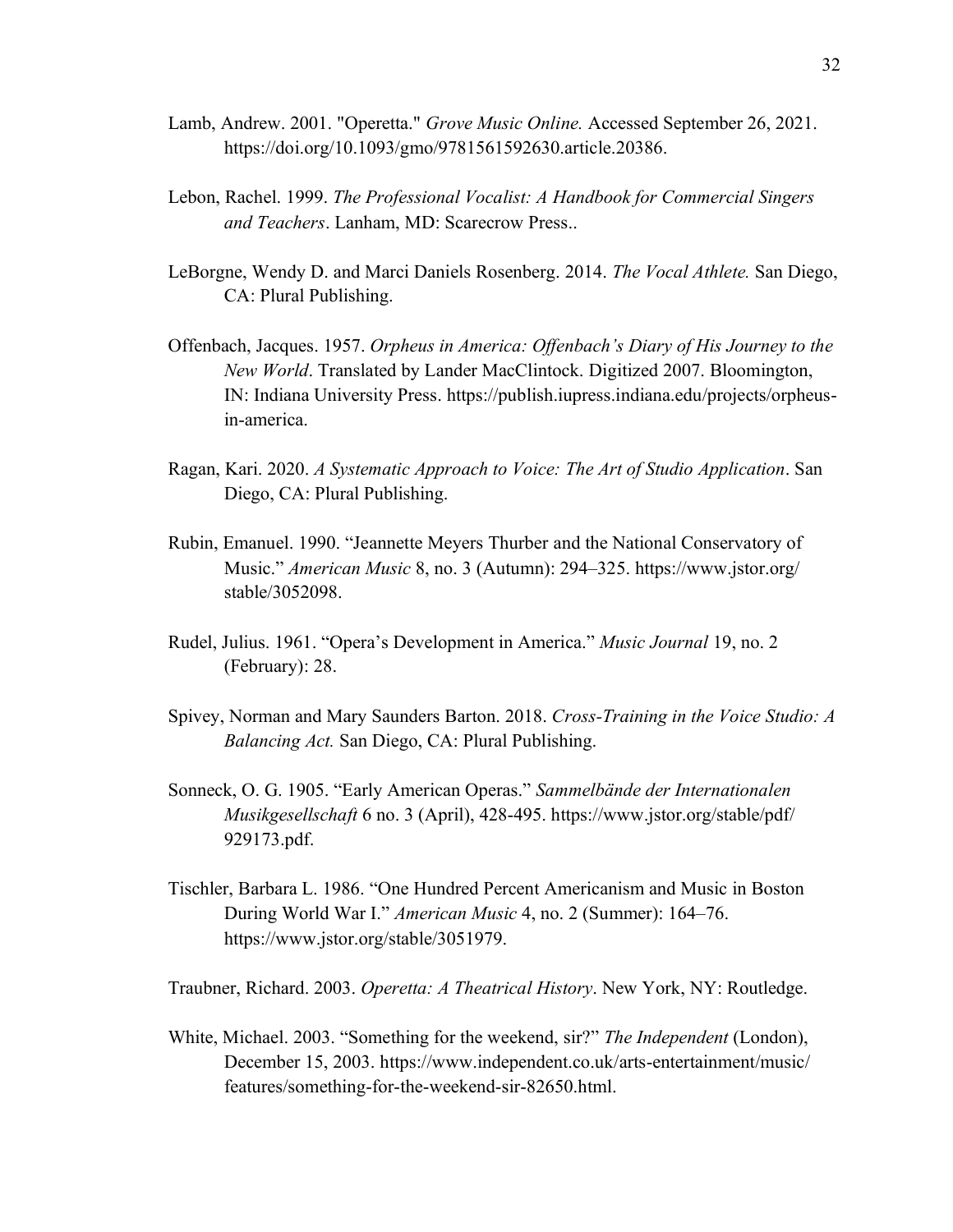Lamb, Andrew. 2001. "Operetta." *Grove Music Online.* Accessed September 26, 2021. https://doi.org/10.1093/gmo/9781561592630.article.20386.

Lebon, Rachel. 1999. *The Professional Vocalist: A Handbook for Commercial Singers and Teachers*. Lanham, MD: Scarecrow Press..

LeBorgne, Wendy D. and Marci Daniels Rosenberg. 2014. *The Vocal Athlete.* San Diego, CA: Plural Publishing.

Offenbach, Jacques. 1957. *Orpheus in America: Offenbach's Diary of His Journey to the New World*. Translated by Lander MacClintock. Digitized 2007. Bloomington, IN: Indiana University Press. https://publish.iupress.indiana.edu/projects/orpheus-in-america.

Ragan, Kari. 2020. *A Systematic Approach to Voice: The Art of Studio Application*. San Diego, CA: Plural Publishing.

Rubin, Emanuel. 1990. "Jeannette Meyers Thurber and the National Conservatory of Music." *American Music* 8, no. 3 (Autumn): 294–325. https://www.jstor.org/stable/3052098.

Rudel, Julius. 1961. "Opera's Development in America." *Music Journal* 19, no. 2 (February): 28.

Spivey, Norman and Mary Saunders Barton. 2018. *Cross-Training in the Voice Studio: A Balancing Act.* San Diego, CA: Plural Publishing.

Sonneck, O. G. 1905. "Early American Operas." *Sammelbände der Internationalen Musikgesellschaft* 6 no. 3 (April), 428-495. https://www.jstor.org/stable/pdf/929173.pdf.

Tischler, Barbara L. 1986. "One Hundred Percent Americanism and Music in Boston During World War I." *American Music* 4, no. 2 (Summer): 164–76. https://www.jstor.org/stable/3051979.

Traubner, Richard. 2003. *Operetta: A Theatrical History*. New York, NY: Routledge.

White, Michael. 2003. "Something for the weekend, sir?" *The Independent* (London), December 15, 2003. https://www.independent.co.uk/arts-entertainment/music/features/something-for-the-weekend-sir-82650.html.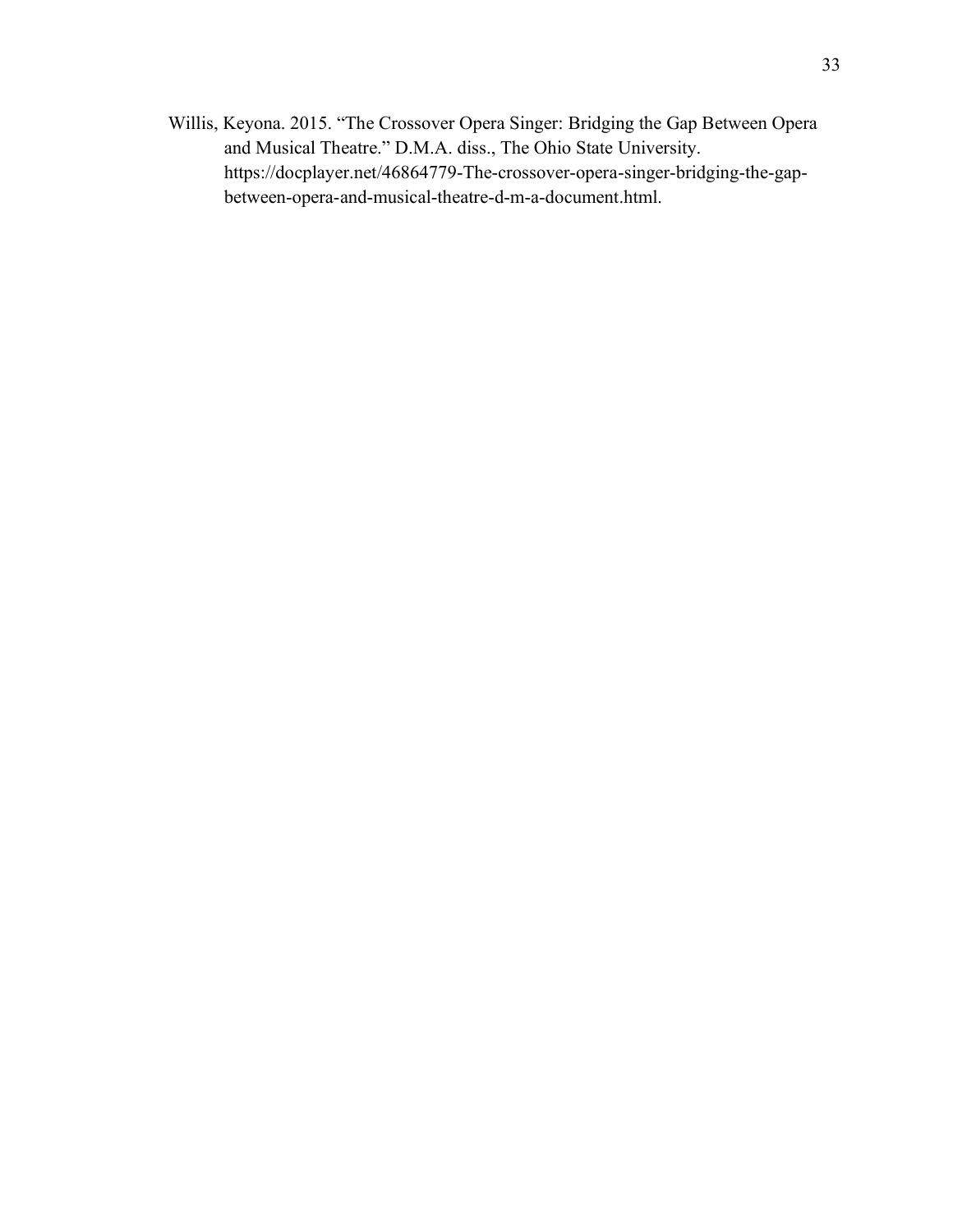Willis, Keyona. 2015. “The Crossover Opera Singer: Bridging the Gap Between Opera and Musical Theatre.” D.M.A. diss., The Ohio State University. https://docplayer.net/46864779-The-crossover-opera-singer-bridging-the-gap-between-opera-and-musical-theatre-d-m-a-document.html.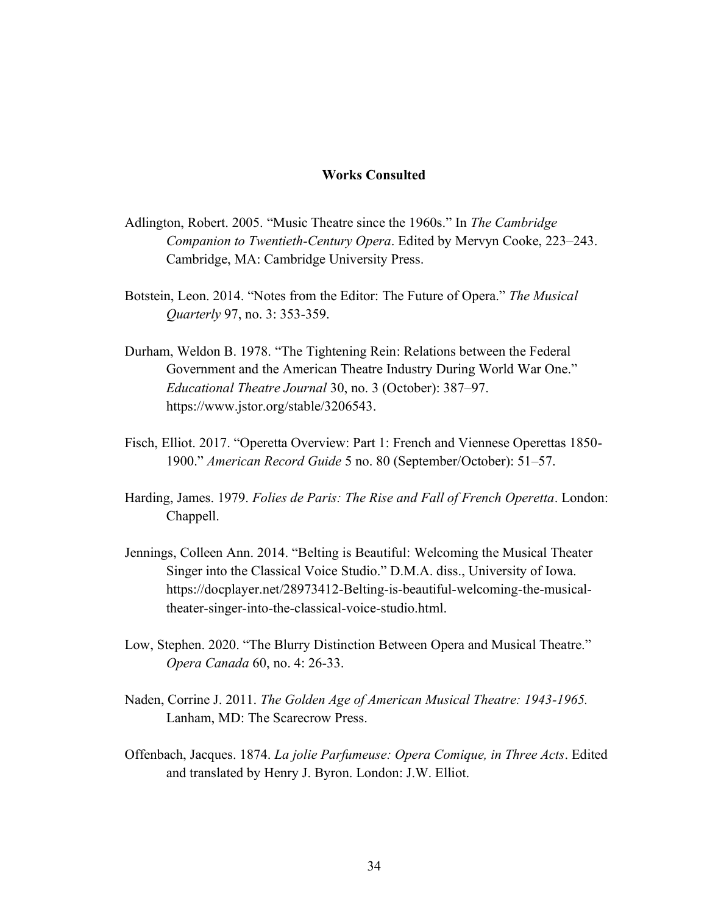## Works Consulted

Adlington, Robert. 2005. "Music Theatre since the 1960s." In *The Cambridge Companion to Twentieth-Century Opera*. Edited by Mervyn Cooke, 223–243. Cambridge, MA: Cambridge University Press.

Botstein, Leon. 2014. "Notes from the Editor: The Future of Opera." *The Musical Quarterly* 97, no. 3: 353-359.

Durham, Weldon B. 1978. "The Tightening Rein: Relations between the Federal Government and the American Theatre Industry During World War One." *Educational Theatre Journal* 30, no. 3 (October): 387–97. https://www.jstor.org/stable/3206543.

Fisch, Elliot. 2017. "Operetta Overview: Part 1: French and Viennese Operettas 1850-1900." *American Record Guide* 5 no. 80 (September/October): 51–57.

Harding, James. 1979. *Folies de Paris: The Rise and Fall of French Operetta*. London: Chappell.

Jennings, Colleen Ann. 2014. "Belting is Beautiful: Welcoming the Musical Theater Singer into the Classical Voice Studio." D.M.A. diss., University of Iowa. https://docplayer.net/28973412-Belting-is-beautiful-welcoming-the-musical-theater-singer-into-the-classical-voice-studio.html.

Low, Stephen. 2020. "The Blurry Distinction Between Opera and Musical Theatre." *Opera Canada* 60, no. 4: 26-33.

Naden, Corrine J. 2011. *The Golden Age of American Musical Theatre: 1943-1965.* Lanham, MD: The Scarecrow Press.

Offenbach, Jacques. 1874. *La jolie Parfumeuse: Opera Comique, in Three Acts*. Edited and translated by Henry J. Byron. London: J.W. Elliot.